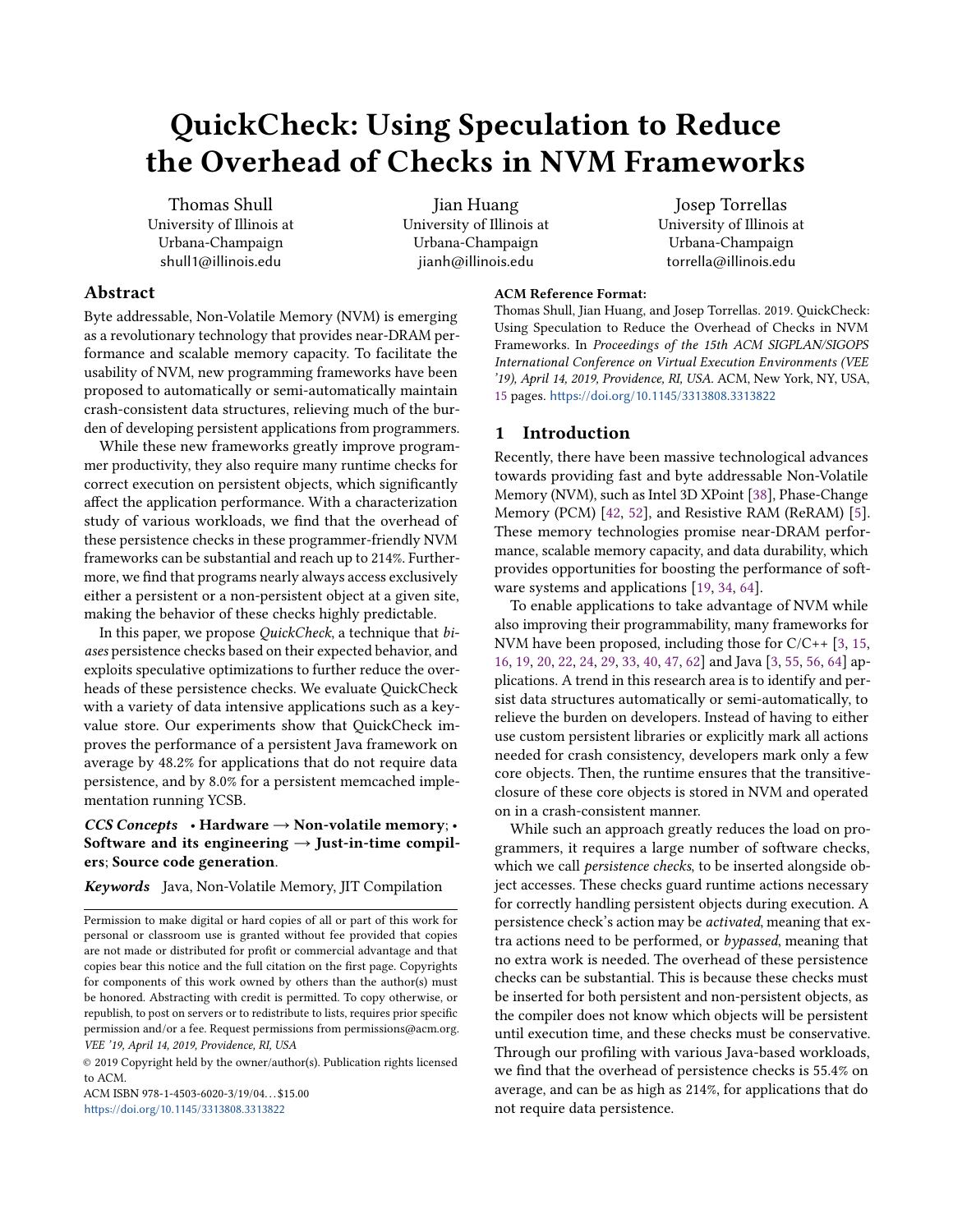# QuickCheck: Using Speculation to Reduce the Overhead of Checks in NVM Frameworks

Thomas Shull
University of Illinois at Urbana-Champaign
shull1@illinois.edu

Jian Huang
University of Illinois at Urbana-Champaign
jianh@illinois.edu

Josep Torrellas
University of Illinois at Urbana-Champaign
torrella@illinois.edu

## Abstract

Byte addressable, Non-Volatile Memory (NVM) is emerging as a revolutionary technology that provides near-DRAM performance and scalable memory capacity. To facilitate the usability of NVM, new programming frameworks have been proposed to automatically or semi-automatically maintain crash-consistent data structures, relieving much of the burden of developing persistent applications from programmers.

While these new frameworks greatly improve programmer productivity, they also require many runtime checks for correct execution on persistent objects, which significantly affect the application performance. With a characterization study of various workloads, we find that the overhead of these persistence checks in these programmer-friendly NVM frameworks can be substantial and reach up to 214%. Furthermore, we find that programs nearly always access exclusively either a persistent or a non-persistent object at a given site, making the behavior of these checks highly predictable.

In this paper, we propose *QuickCheck*, a technique that *biases* persistence checks based on their expected behavior, and exploits speculative optimizations to further reduce the overheads of these persistence checks. We evaluate QuickCheck with a variety of data intensive applications such as a key-value store. Our experiments show that QuickCheck improves the performance of a persistent Java framework on average by 48.2% for applications that do not require data persistence, and by 8.0% for a persistent memcached implementation running YCSB.

***CCS Concepts*** • **Hardware → Non-volatile memory**; • **Software and its engineering → Just-in-time compilers**; **Source code generation**.

***Keywords*** Java, Non-Volatile Memory, JIT Compilation

Permission to make digital or hard copies of all or part of this work for personal or classroom use is granted without fee provided that copies are not made or distributed for profit or commercial advantage and that copies bear this notice and the full citation on the first page. Copyrights for components of this work owned by others than the author(s) must be honored. Abstracting with credit is permitted. To copy otherwise, or republish, to post on servers or to redistribute to lists, requires prior specific permission and/or a fee. Request permissions from permissions@acm.org.
*VEE '19, April 14, 2019, Providence, RI, USA*
© 2019 Copyright held by the owner/author(s). Publication rights licensed to ACM.
ACM ISBN 978-1-4503-6020-3/19/04...$15.00
https://doi.org/10.1145/3313808.3313822

**ACM Reference Format:**
Thomas Shull, Jian Huang, and Josep Torrellas. 2019. QuickCheck: Using Speculation to Reduce the Overhead of Checks in NVM Frameworks. In *Proceedings of the 15th ACM SIGPLAN/SIGOPS International Conference on Virtual Execution Environments (VEE '19), April 14, 2019, Providence, RI, USA.* ACM, New York, NY, USA, 15 pages. https://doi.org/10.1145/3313808.3313822

## 1 Introduction

Recently, there have been massive technological advances towards providing fast and byte addressable Non-Volatile Memory (NVM), such as Intel 3D XPoint [38], Phase-Change Memory (PCM) [42, 52], and Resistive RAM (ReRAM) [5]. These memory technologies promise near-DRAM performance, scalable memory capacity, and data durability, which provides opportunities for boosting the performance of software systems and applications [19, 34, 64].

To enable applications to take advantage of NVM while also improving their programmability, many frameworks for NVM have been proposed, including those for C/C++ [3, 15, 16, 19, 20, 22, 24, 29, 33, 40, 47, 62] and Java [3, 55, 56, 64] applications. A trend in this research area is to identify and persist data structures automatically or semi-automatically, to relieve the burden on developers. Instead of having to either use custom persistent libraries or explicitly mark all actions needed for crash consistency, developers mark only a few core objects. Then, the runtime ensures that the transitive-closure of these core objects is stored in NVM and operated on in a crash-consistent manner.

While such an approach greatly reduces the load on programmers, it requires a large number of software checks, which we call *persistence checks*, to be inserted alongside object accesses. These checks guard runtime actions necessary for correctly handling persistent objects during execution. A persistence check's action may be *activated*, meaning that extra actions need to be performed, or *bypassed*, meaning that no extra work is needed. The overhead of these persistence checks can be substantial. This is because these checks must be inserted for both persistent and non-persistent objects, as the compiler does not know which objects will be persistent until execution time, and these checks must be conservative. Through our profiling with various Java-based workloads, we find that the overhead of persistence checks is 55.4% on average, and can be as high as 214%, for applications that do not require data persistence.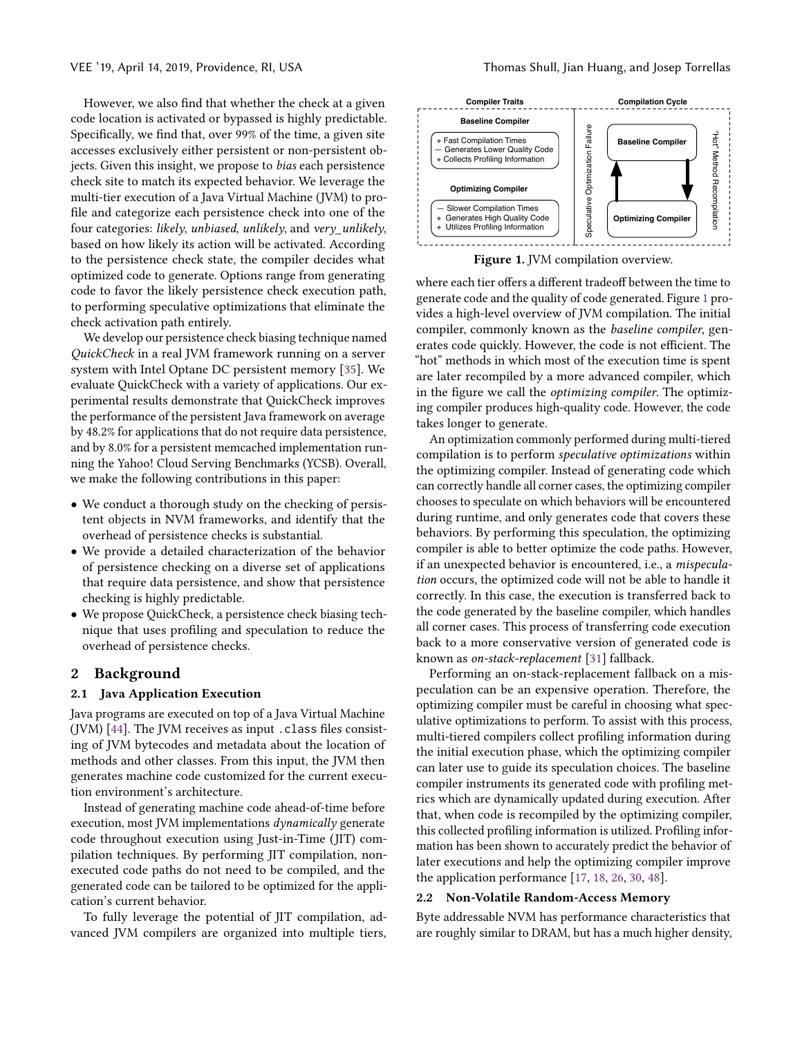However, we also find that whether the check at a given code location is activated or bypassed is highly predictable. Specifically, we find that, over 99% of the time, a given site accesses exclusively either persistent or non-persistent objects. Given this insight, we propose to *bias* each persistence check site to match its expected behavior. We leverage the multi-tier execution of a Java Virtual Machine (JVM) to profile and categorize each persistence check into one of the four categories: *likely*, *unbiased*, *unlikely*, and *very_unlikely*, based on how likely its action will be activated. According to the persistence check state, the compiler decides what optimized code to generate. Options range from generating code to favor the likely persistence check execution path, to performing speculative optimizations that eliminate the check activation path entirely.

We develop our persistence check biasing technique named *QuickCheck* in a real JVM framework running on a server system with Intel Optane DC persistent memory [35]. We evaluate QuickCheck with a variety of applications. Our experimental results demonstrate that QuickCheck improves the performance of the persistent Java framework on average by 48.2% for applications that do not require data persistence, and by 8.0% for a persistent memcached implementation running the Yahoo! Cloud Serving Benchmarks (YCSB). Overall, we make the following contributions in this paper:

- We conduct a thorough study on the checking of persistent objects in NVM frameworks, and identify that the overhead of persistence checks is substantial.
- We provide a detailed characterization of the behavior of persistence checking on a diverse set of applications that require data persistence, and show that persistence checking is highly predictable.
- We propose QuickCheck, a persistence check biasing technique that uses profiling and speculation to reduce the overhead of persistence checks.

## 2 Background

### 2.1 Java Application Execution

Java programs are executed on top of a Java Virtual Machine (JVM) [44]. The JVM receives as input `.class` files consisting of JVM bytecodes and metadata about the location of methods and other classes. From this input, the JVM then generates machine code customized for the current execution environment's architecture.

Instead of generating machine code ahead-of-time before execution, most JVM implementations *dynamically* generate code throughout execution using Just-in-Time (JIT) compilation techniques. By performing JIT compilation, non-executed code paths do not need to be compiled, and the generated code can be tailored to be optimized for the application's current behavior.

To fully leverage the potential of JIT compilation, advanced JVM compilers are organized into multiple tiers, where each tier offers a different tradeoff between the time to generate code and the quality of code generated. Figure 1 provides a high-level overview of JVM compilation. The initial compiler, commonly known as the *baseline compiler*, generates code quickly. However, the code is not efficient. The "hot" methods in which most of the execution time is spent are later recompiled by a more advanced compiler, which in the figure we call the *optimizing compiler*. The optimizing compiler produces high-quality code. However, the code takes longer to generate.

| Compiler Traits | |
|---|---|
| **Baseline Compiler** | + Fast Compilation Times<br>— Generates Lower Quality Code<br>+ Collects Profiling Information |
| **Optimizing Compiler** | — Slower Compilation Times<br>+ Generates High Quality Code<br>+ Utilizes Profiling Information |

Compilation Cycle: Baseline Compiler → "Hot" Method Recompilation → Optimizing Compiler → Speculative Optimization Failure → Baseline Compiler

**Figure 1.** JVM compilation overview.

An optimization commonly performed during multi-tiered compilation is to perform *speculative optimizations* within the optimizing compiler. Instead of generating code which can correctly handle all corner cases, the optimizing compiler chooses to speculate on which behaviors will be encountered during runtime, and only generates code that covers these behaviors. By performing this speculation, the optimizing compiler is able to better optimize the code paths. However, if an unexpected behavior is encountered, i.e., a *misspeculation* occurs, the optimized code will not be able to handle it correctly. In this case, the execution is transferred back to the code generated by the baseline compiler, which handles all corner cases. This process of transferring code execution back to a more conservative version of generated code is known as *on-stack-replacement* [31] fallback.

Performing an on-stack-replacement fallback on a misspeculation can be an expensive operation. Therefore, the optimizing compiler must be careful in choosing what speculative optimizations to perform. To assist with this process, multi-tiered compilers collect profiling information during the initial execution phase, which the optimizing compiler can later use to guide its speculation choices. The baseline compiler instruments its generated code with profiling metrics which are dynamically updated during execution. After that, when code is recompiled by the optimizing compiler, this collected profiling information is utilized. Profiling information has been shown to accurately predict the behavior of later executions and help the optimizing compiler improve the application performance [17, 18, 26, 30, 48].

### 2.2 Non-Volatile Random-Access Memory

Byte addressable NVM has performance characteristics that are roughly similar to DRAM, but has a much higher density,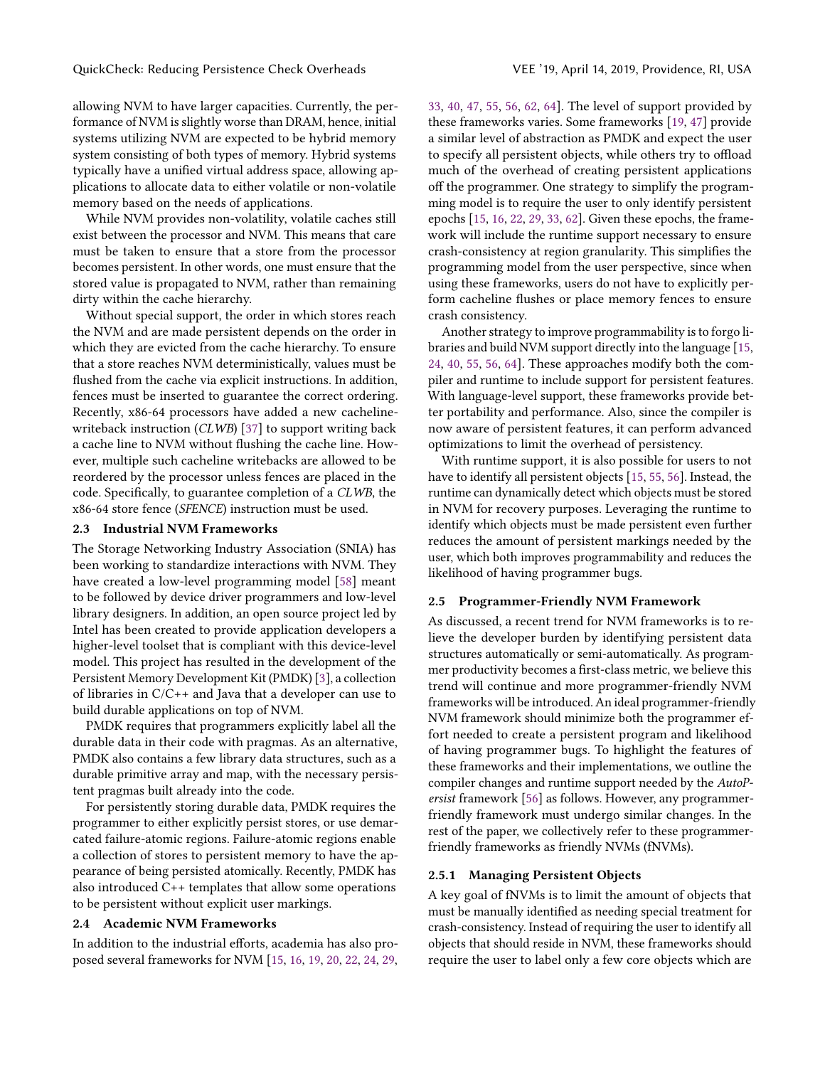allowing NVM to have larger capacities. Currently, the performance of NVM is slightly worse than DRAM, hence, initial systems utilizing NVM are expected to be hybrid memory system consisting of both types of memory. Hybrid systems typically have a unified virtual address space, allowing applications to allocate data to either volatile or non-volatile memory based on the needs of applications.

While NVM provides non-volatility, volatile caches still exist between the processor and NVM. This means that care must be taken to ensure that a store from the processor becomes persistent. In other words, one must ensure that the stored value is propagated to NVM, rather than remaining dirty within the cache hierarchy.

Without special support, the order in which stores reach the NVM and are made persistent depends on the order in which they are evicted from the cache hierarchy. To ensure that a store reaches NVM deterministically, values must be flushed from the cache via explicit instructions. In addition, fences must be inserted to guarantee the correct ordering. Recently, x86-64 processors have added a new cacheline-writeback instruction (*CLWB*) [37] to support writing back a cache line to NVM without flushing the cache line. However, multiple such cacheline writebacks are allowed to be reordered by the processor unless fences are placed in the code. Specifically, to guarantee completion of a *CLWB*, the x86-64 store fence (*SFENCE*) instruction must be used.

### 2.3 Industrial NVM Frameworks

The Storage Networking Industry Association (SNIA) has been working to standardize interactions with NVM. They have created a low-level programming model [58] meant to be followed by device driver programmers and low-level library designers. In addition, an open source project led by Intel has been created to provide application developers a higher-level toolset that is compliant with this device-level model. This project has resulted in the development of the Persistent Memory Development Kit (PMDK) [3], a collection of libraries in C/C++ and Java that a developer can use to build durable applications on top of NVM.

PMDK requires that programmers explicitly label all the durable data in their code with pragmas. As an alternative, PMDK also contains a few library data structures, such as a durable primitive array and map, with the necessary persistent pragmas built already into the code.

For persistently storing durable data, PMDK requires the programmer to either explicitly persist stores, or use demarcated failure-atomic regions. Failure-atomic regions enable a collection of stores to persistent memory to have the appearance of being persisted atomically. Recently, PMDK has also introduced C++ templates that allow some operations to be persistent without explicit user markings.

### 2.4 Academic NVM Frameworks

In addition to the industrial efforts, academia has also proposed several frameworks for NVM [15, 16, 19, 20, 22, 24, 29, 33, 40, 47, 55, 56, 62, 64]. The level of support provided by these frameworks varies. Some frameworks [19, 47] provide a similar level of abstraction as PMDK and expect the user to specify all persistent objects, while others try to offload much of the overhead of creating persistent applications off the programmer. One strategy to simplify the programming model is to require the user to only identify persistent epochs [15, 16, 22, 29, 33, 62]. Given these epochs, the framework will include the runtime support necessary to ensure crash-consistency at region granularity. This simplifies the programming model from the user perspective, since when using these frameworks, users do not have to explicitly perform cacheline flushes or place memory fences to ensure crash consistency.

Another strategy to improve programmability is to forgo libraries and build NVM support directly into the language [15, 24, 40, 55, 56, 64]. These approaches modify both the compiler and runtime to include support for persistent features. With language-level support, these frameworks provide better portability and performance. Also, since the compiler is now aware of persistent features, it can perform advanced optimizations to limit the overhead of persistency.

With runtime support, it is also possible for users to not have to identify all persistent objects [15, 55, 56]. Instead, the runtime can dynamically detect which objects must be stored in NVM for recovery purposes. Leveraging the runtime to identify which objects must be made persistent even further reduces the amount of persistent markings needed by the user, which both improves programmability and reduces the likelihood of having programmer bugs.

### 2.5 Programmer-Friendly NVM Framework

As discussed, a recent trend for NVM frameworks is to relieve the developer burden by identifying persistent data structures automatically or semi-automatically. As programmer productivity becomes a first-class metric, we believe this trend will continue and more programmer-friendly NVM frameworks will be introduced. An ideal programmer-friendly NVM framework should minimize both the programmer effort needed to create a persistent program and likelihood of having programmer bugs. To highlight the features of these frameworks and their implementations, we outline the compiler changes and runtime support needed by the *AutoPersist* framework [56] as follows. However, any programmer-friendly framework must undergo similar changes. In the rest of the paper, we collectively refer to these programmer-friendly frameworks as friendly NVMs (fNVMs).

#### 2.5.1 Managing Persistent Objects

A key goal of fNVMs is to limit the amount of objects that must be manually identified as needing special treatment for crash-consistency. Instead of requiring the user to identify all objects that should reside in NVM, these frameworks should require the user to label only a few core objects which are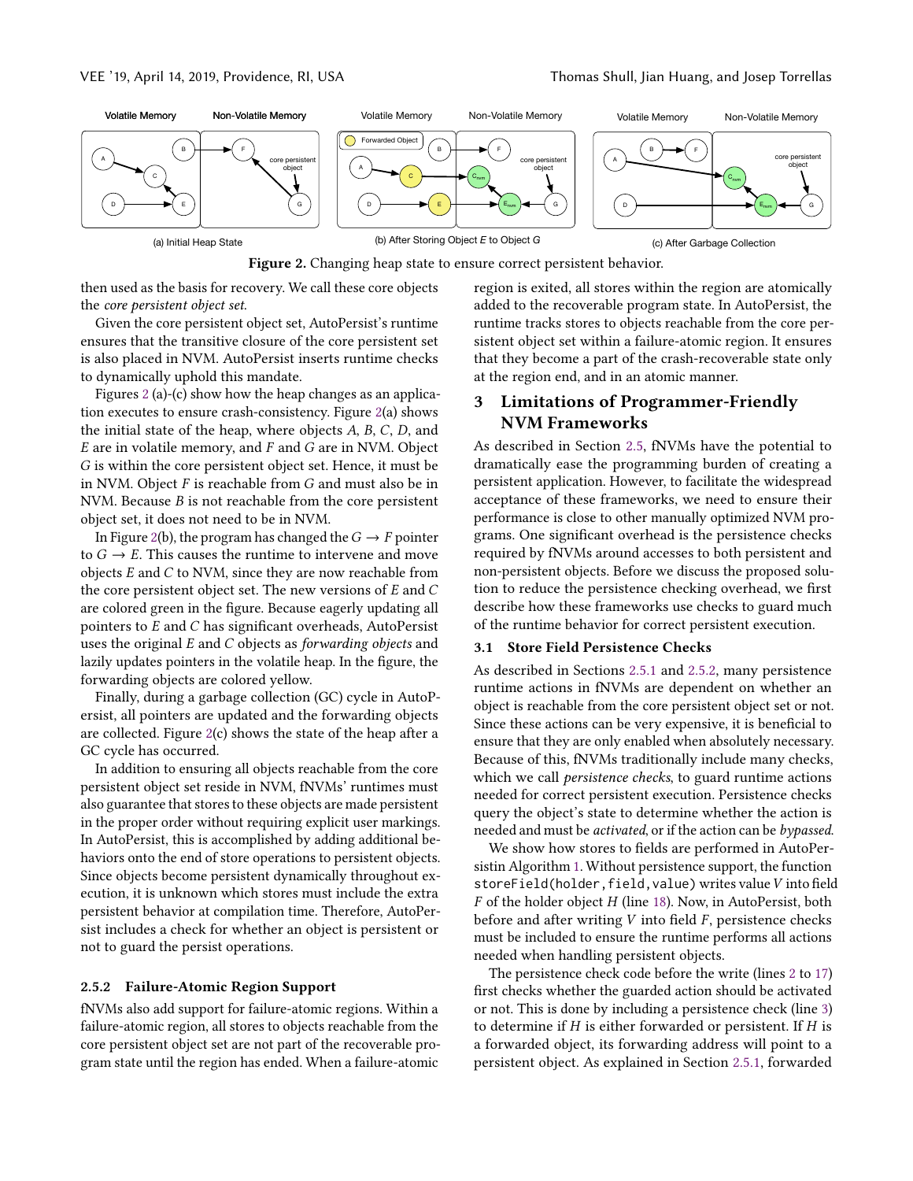Figure 2. Changing heap state to ensure correct persistent behavior.

then used as the basis for recovery. We call these core objects the *core persistent object set*.

Given the core persistent object set, AutoPersist's runtime ensures that the transitive closure of the core persistent set is also placed in NVM. AutoPersist inserts runtime checks to dynamically uphold this mandate.

Figures 2 (a)-(c) show how the heap changes as an application executes to ensure crash-consistency. Figure 2(a) shows the initial state of the heap, where objects $A$, $B$, $C$, $D$, and $E$ are in volatile memory, and $F$ and $G$ are in NVM. Object $G$ is within the core persistent object set. Hence, it must be in NVM. Object $F$ is reachable from $G$ and must also be in NVM. Because $B$ is not reachable from the core persistent object set, it does not need to be in NVM.

In Figure 2(b), the program has changed the $G \rightarrow F$ pointer to $G \rightarrow E$. This causes the runtime to intervene and move objects $E$ and $C$ to NVM, since they are now reachable from the core persistent object set. The new versions of $E$ and $C$ are colored green in the figure. Because eagerly updating all pointers to $E$ and $C$ has significant overheads, AutoPersist uses the original $E$ and $C$ objects as *forwarding objects* and lazily updates pointers in the volatile heap. In the figure, the forwarding objects are colored yellow.

Finally, during a garbage collection (GC) cycle in AutoPersist, all pointers are updated and the forwarding objects are collected. Figure 2(c) shows the state of the heap after a GC cycle has occurred.

In addition to ensuring all objects reachable from the core persistent object set reside in NVM, fNVMs' runtimes must also guarantee that stores to these objects are made persistent in the proper order without requiring explicit user markings. In AutoPersist, this is accomplished by adding additional behaviors onto the end of store operations to persistent objects. Since objects become persistent dynamically throughout execution, it is unknown which stores must include the extra persistent behavior at compilation time. Therefore, AutoPersist includes a check for whether an object is persistent or not to guard the persist operations.

#### 2.5.2 Failure-Atomic Region Support

fNVMs also add support for failure-atomic regions. Within a failure-atomic region, all stores to objects reachable from the core persistent object set are not part of the recoverable program state until the region has ended. When a failure-atomic region is exited, all stores within the region are atomically added to the recoverable program state. In AutoPersist, the runtime tracks stores to objects reachable from the core persistent object set within a failure-atomic region. It ensures that they become a part of the crash-recoverable state only at the region end, and in an atomic manner.

## 3 Limitations of Programmer-Friendly NVM Frameworks

As described in Section 2.5, fNVMs have the potential to dramatically ease the programming burden of creating a persistent application. However, to facilitate the widespread acceptance of these frameworks, we need to ensure their performance is close to other manually optimized NVM programs. One significant overhead is the persistence checks required by fNVMs around accesses to both persistent and non-persistent objects. Before we discuss the proposed solution to reduce the persistence checking overhead, we first describe how these frameworks use checks to guard much of the runtime behavior for correct persistent execution.

### 3.1 Store Field Persistence Checks

As described in Sections 2.5.1 and 2.5.2, many persistence runtime actions in fNVMs are dependent on whether an object is reachable from the core persistent object set or not. Since these actions can be very expensive, it is beneficial to ensure that they are only enabled when absolutely necessary. Because of this, fNVMs traditionally include many checks, which we call *persistence checks*, to guard runtime actions needed for correct persistent execution. Persistence checks query the object's state to determine whether the action is needed and must be *activated*, or if the action can be *bypassed*.

We show how stores to fields are performed in AutoPersist in Algorithm 1. Without persistence support, the function `storeField(holder,field,value)` writes value $V$ into field $F$ of the holder object $H$ (line 18). Now, in AutoPersist, both before and after writing $V$ into field $F$, persistence checks must be included to ensure the runtime performs all actions needed when handling persistent objects.

The persistence check code before the write (lines 2 to 17) first checks whether the guarded action should be activated or not. This is done by including a persistence check (line 3) to determine if $H$ is either forwarded or persistent. If $H$ is a forwarded object, its forwarding address will point to a persistent object. As explained in Section 2.5.1, forwarded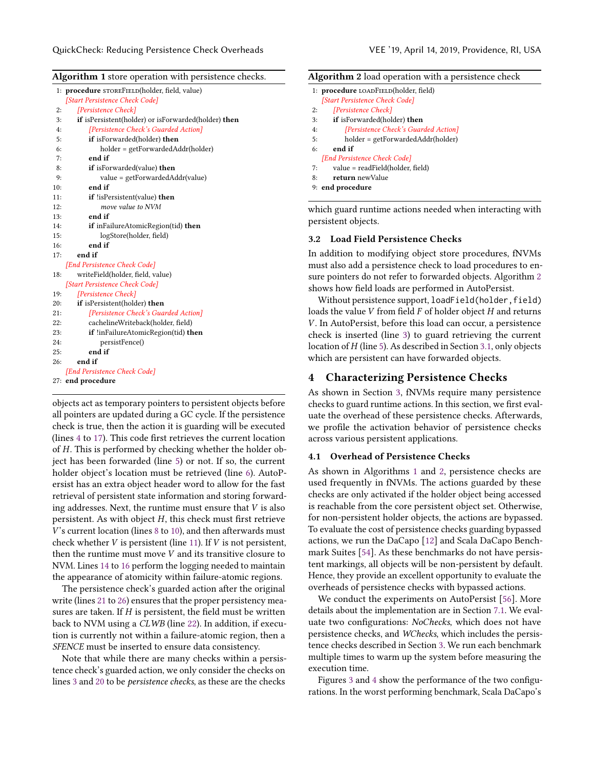**Algorithm 1** store operation with persistence checks.

```
1:  procedure storeField(holder, field, value)
      [Start Persistence Check Code]
2:      [Persistence Check]
3:      if isPersistent(holder) or isForwarded(holder) then
4:          [Persistence Check's Guarded Action]
5:          if isForwarded(holder) then
6:              holder = getForwardedAddr(holder)
7:          end if
8:          if isForwarded(value) then
9:              value = getForwardedAddr(value)
10:         end if
11:         if !isPersistent(value) then
12:             move value to NVM
13:         end if
14:         if inFailureAtomicRegion(tid) then
15:             logStore(holder, field)
16:         end if
17:     end if
      [End Persistence Check Code]
18:     writeField(holder, field, value)
      [Start Persistence Check Code]
19:     [Persistence Check]
20:     if isPersistent(holder) then
21:         [Persistence Check's Guarded Action]
22:         cachelineWriteback(holder, field)
23:         if !inFailureAtomicRegion(tid) then
24:             persistFence()
25:         end if
26:     end if
      [End Persistence Check Code]
27: end procedure
```

objects act as temporary pointers to persistent objects before all pointers are updated during a GC cycle. If the persistence check is true, then the action it is guarding will be executed (lines 4 to 17). This code first retrieves the current location of $H$. This is performed by checking whether the holder object has been forwarded (line 5) or not. If so, the current holder object's location must be retrieved (line 6). AutoPersist has an extra object header word to allow for the fast retrieval of persistent state information and storing forwarding addresses. Next, the runtime must ensure that $V$ is also persistent. As with object $H$, this check must first retrieve $V$'s current location (lines 8 to 10), and then afterwards must check whether $V$ is persistent (line 11). If $V$ is not persistent, then the runtime must move $V$ and its transitive closure to NVM. Lines 14 to 16 perform the logging needed to maintain the appearance of atomicity within failure-atomic regions.

The persistence check's guarded action after the original write (lines 21 to 26) ensures that the proper persistency measures are taken. If $H$ is persistent, the field must be written back to NVM using a *CLWB* (line 22). In addition, if execution is currently not within a failure-atomic region, then a *SFENCE* must be inserted to ensure data consistency.

Note that while there are many checks within a persistence check's guarded action, we only consider the checks on lines 3 and 20 to be *persistence checks*, as these are the checks

**Algorithm 2** load operation with a persistence check

```
1:  procedure loadField(holder, field)
      [Start Persistence Check Code]
2:      [Persistence Check]
3:      if isForwarded(holder) then
4:          [Persistence Check's Guarded Action]
5:          holder = getForwardedAddr(holder)
6:      end if
      [End Persistence Check Code]
7:      value = readField(holder, field)
8:      return newValue
9:  end procedure
```

which guard runtime actions needed when interacting with persistent objects.

### 3.2 Load Field Persistence Checks

In addition to modifying object store procedures, fNVMs must also add a persistence check to load procedures to ensure pointers do not refer to forwarded objects. Algorithm 2 shows how field loads are performed in AutoPersist.

Without persistence support, `loadField(holder,field)` loads the value $V$ from field $F$ of holder object $H$ and returns $V$. In AutoPersist, before this load can occur, a persistence check is inserted (line 3) to guard retrieving the current location of $H$ (line 5). As described in Section 3.1, only objects which are persistent can have forwarded objects.

## 4 Characterizing Persistence Checks

As shown in Section 3, fNVMs require many persistence checks to guard runtime actions. In this section, we first evaluate the overhead of these persistence checks. Afterwards, we profile the activation behavior of persistence checks across various persistent applications.

### 4.1 Overhead of Persistence Checks

As shown in Algorithms 1 and 2, persistence checks are used frequently in fNVMs. The actions guarded by these checks are only activated if the holder object being accessed is reachable from the core persistent object set. Otherwise, for non-persistent holder objects, the actions are bypassed. To evaluate the cost of persistence checks guarding bypassed actions, we run the DaCapo [12] and Scala DaCapo Benchmark Suites [54]. As these benchmarks do not have persistent markings, all objects will be non-persistent by default. Hence, they provide an excellent opportunity to evaluate the overheads of persistence checks with bypassed actions.

We conduct the experiments on AutoPersist [56]. More details about the implementation are in Section 7.1. We evaluate two configurations: *NoChecks*, which does not have persistence checks, and *WChecks*, which includes the persistence checks described in Section 3. We run each benchmark multiple times to warm up the system before measuring the execution time.

Figures 3 and 4 show the performance of the two configurations. In the worst performing benchmark, Scala DaCapo's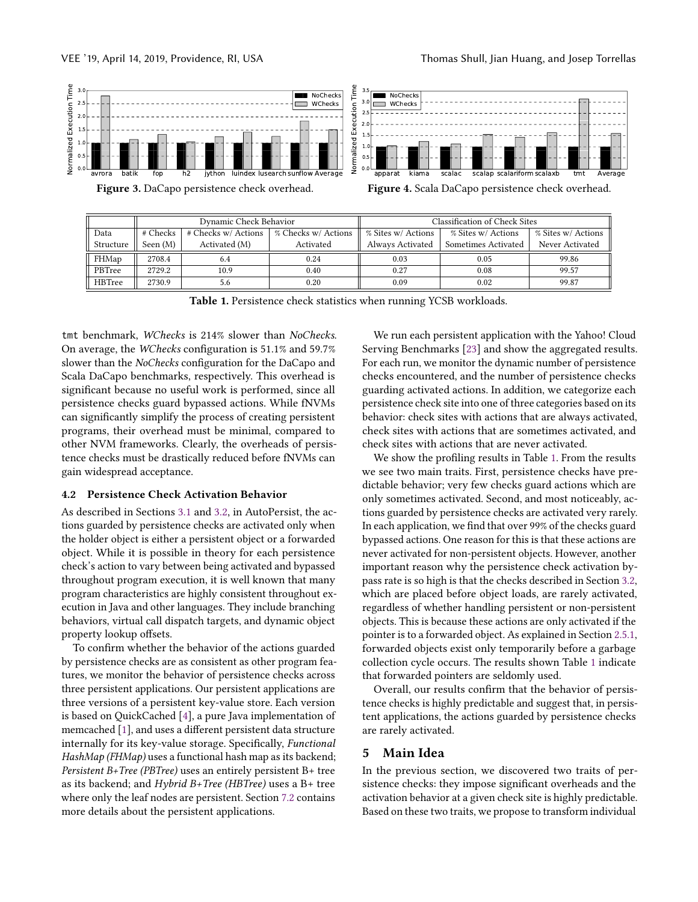Figure 3. DaCapo persistence check overhead.

Figure 4. Scala DaCapo persistence check overhead.

| Data Structure | Dynamic Check Behavior | | | Classification of Check Sites | | |
|---|---|---|---|---|---|---|
| | # Checks Seen (M) | # Checks w/ Actions Activated (M) | % Checks w/ Actions Activated | % Sites w/ Actions Always Activated | % Sites w/ Actions Sometimes Activated | % Sites w/ Actions Never Activated |
| FHMap | 2708.4 | 6.4 | 0.24 | 0.03 | 0.05 | 99.86 |
| PBTree | 2729.2 | 10.9 | 0.40 | 0.27 | 0.08 | 99.57 |
| HBTree | 2730.9 | 5.6 | 0.20 | 0.09 | 0.02 | 99.87 |

**Table 1.** Persistence check statistics when running YCSB workloads.

tmt benchmark, *WChecks* is 214% slower than *NoChecks*. On average, the *WChecks* configuration is 51.1% and 59.7% slower than the *NoChecks* configuration for the DaCapo and Scala DaCapo benchmarks, respectively. This overhead is significant because no useful work is performed, since all persistence checks guard bypassed actions. While fNVMs can significantly simplify the process of creating persistent programs, their overhead must be minimal, compared to other NVM frameworks. Clearly, the overheads of persistence checks must be drastically reduced before fNVMs can gain widespread acceptance.

### 4.2 Persistence Check Activation Behavior

As described in Sections 3.1 and 3.2, in AutoPersist, the actions guarded by persistence checks are activated only when the holder object is either a persistent object or a forwarded object. While it is possible in theory for each persistence check's action to vary between being activated and bypassed throughout program execution, it is well known that many program characteristics are highly consistent throughout execution in Java and other languages. They include branching behaviors, virtual call dispatch targets, and dynamic object property lookup offsets.

To confirm whether the behavior of the actions guarded by persistence checks are as consistent as other program features, we monitor the behavior of persistence checks across three persistent applications. Our persistent applications are three versions of a persistent key-value store. Each version is based on QuickCached [4], a pure Java implementation of memcached [1], and uses a different persistent data structure internally for its key-value storage. Specifically, *Functional HashMap (FHMap)* uses a functional hash map as its backend; *Persistent B+Tree (PBTree)* uses an entirely persistent B+ tree as its backend; and *Hybrid B+Tree (HBTree)* uses a B+ tree where only the leaf nodes are persistent. Section 7.2 contains more details about the persistent applications.

We run each persistent application with the Yahoo! Cloud Serving Benchmarks [23] and show the aggregated results. For each run, we monitor the dynamic number of persistence checks encountered, and the number of persistence checks guarding activated actions. In addition, we categorize each persistence check site into one of three categories based on its behavior: check sites with actions that are always activated, check sites with actions that are sometimes activated, and check sites with actions that are never activated.

We show the profiling results in Table 1. From the results we see two main traits. First, persistence checks have predictable behavior; very few checks guard actions which are only sometimes activated. Second, and most noticeably, actions guarded by persistence checks are activated very rarely. In each application, we find that over 99% of the checks guard bypassed actions. One reason for this is that these actions are never activated for non-persistent objects. However, another important reason why the persistence check activation bypass rate is so high is that the checks described in Section 3.2, which are placed before object loads, are rarely activated, regardless of whether handling persistent or non-persistent objects. This is because these actions are only activated if the pointer is to a forwarded object. As explained in Section 2.5.1, forwarded objects exist only temporarily before a garbage collection cycle occurs. The results shown Table 1 indicate that forwarded pointers are seldomly used.

Overall, our results confirm that the behavior of persistence checks is highly predictable and suggest that, in persistent applications, the actions guarded by persistence checks are rarely activated.

## 5 Main Idea

In the previous section, we discovered two traits of persistence checks: they impose significant overheads and the activation behavior at a given check site is highly predictable. Based on these two traits, we propose to transform individual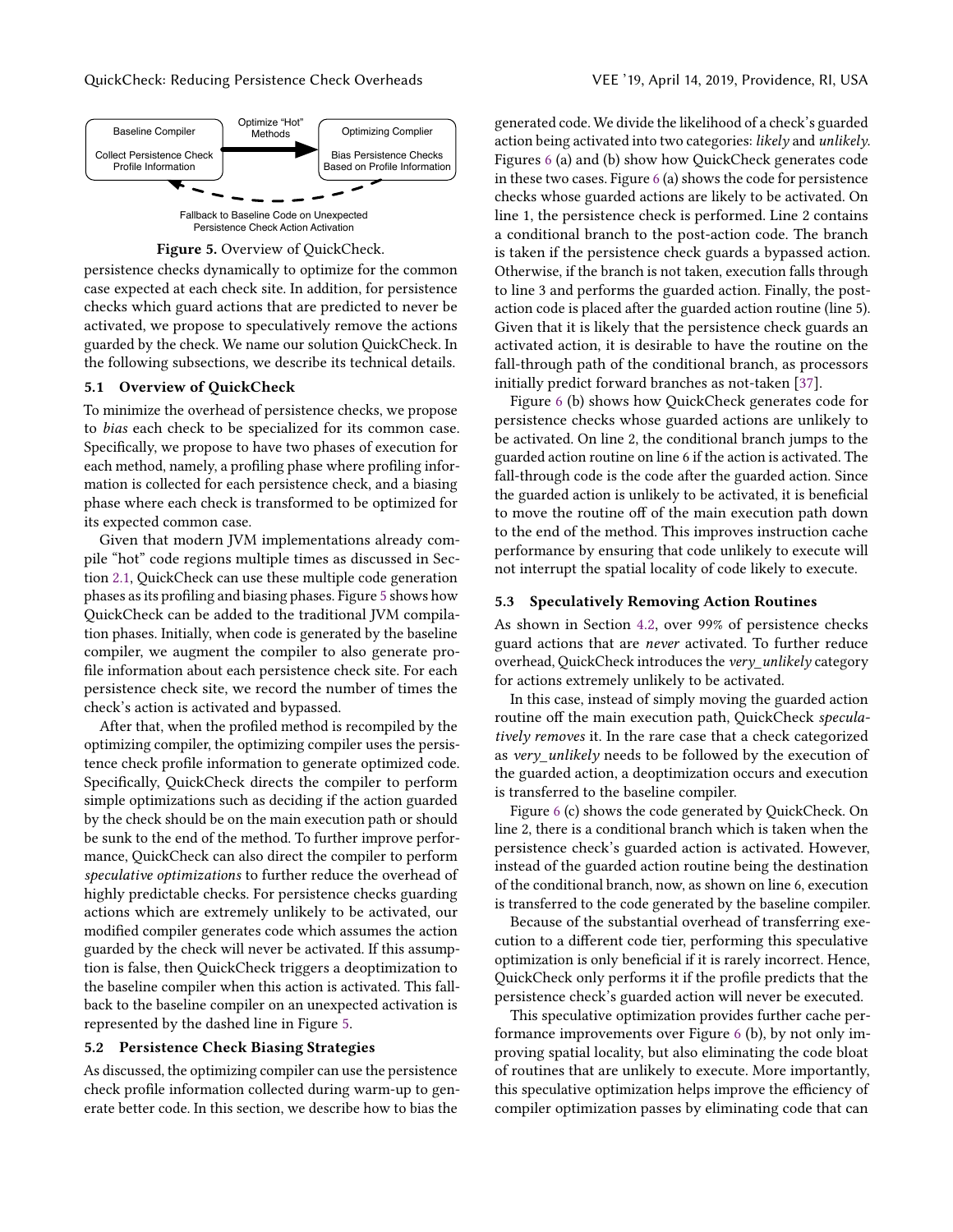Baseline Compiler

Collect Persistence Check Profile Information

Optimize "Hot" Methods

Optimizing Compiler

Bias Persistence Checks Based on Profile Information

Fallback to Baseline Code on Unexpected Persistence Check Action Activation

**Figure 5.** Overview of QuickCheck.

persistence checks dynamically to optimize for the common case expected at each check site. In addition, for persistence checks which guard actions that are predicted to never be activated, we propose to speculatively remove the actions guarded by the check. We name our solution QuickCheck. In the following subsections, we describe its technical details.

### 5.1 Overview of QuickCheck

To minimize the overhead of persistence checks, we propose to *bias* each check to be specialized for its common case. Specifically, we propose to have two phases of execution for each method, namely, a profiling phase where profiling information is collected for each persistence check, and a biasing phase where each check is transformed to be optimized for its expected common case.

Given that modern JVM implementations already compile "hot" code regions multiple times as discussed in Section 2.1, QuickCheck can use these multiple code generation phases as its profiling and biasing phases. Figure 5 shows how QuickCheck can be added to the traditional JVM compilation phases. Initially, when code is generated by the baseline compiler, we augment the compiler to also generate profile information about each persistence check site. For each persistence check site, we record the number of times the check's action is activated and bypassed.

After that, when the profiled method is recompiled by the optimizing compiler, the optimizing compiler uses the persistence check profile information to generate optimized code. Specifically, QuickCheck directs the compiler to perform simple optimizations such as deciding if the action guarded by the check should be on the main execution path or should be sunk to the end of the method. To further improve performance, QuickCheck can also direct the compiler to perform *speculative optimizations* to further reduce the overhead of highly predictable checks. For persistence checks guarding actions which are extremely unlikely to be activated, our modified compiler generates code which assumes the action guarded by the check will never be activated. If this assumption is false, then QuickCheck triggers a deoptimization to the baseline compiler when this action is activated. This fallback to the baseline compiler on an unexpected activation is represented by the dashed line in Figure 5.

### 5.2 Persistence Check Biasing Strategies

As discussed, the optimizing compiler can use the persistence check profile information collected during warm-up to generate better code. In this section, we describe how to bias the generated code. We divide the likelihood of a check's guarded action being activated into two categories: *likely* and *unlikely*. Figures 6 (a) and (b) show how QuickCheck generates code in these two cases. Figure 6 (a) shows the code for persistence checks whose guarded actions are likely to be activated. On line 1, the persistence check is performed. Line 2 contains a conditional branch to the post-action code. The branch is taken if the persistence check guards a bypassed action. Otherwise, if the branch is not taken, execution falls through to line 3 and performs the guarded action. Finally, the post-action code is placed after the guarded action routine (line 5). Given that it is likely that the persistence check guards an activated action, it is desirable to have the routine on the fall-through path of the conditional branch, as processors initially predict forward branches as not-taken [37].

Figure 6 (b) shows how QuickCheck generates code for persistence checks whose guarded actions are unlikely to be activated. On line 2, the conditional branch jumps to the guarded action routine on line 6 if the action is activated. The fall-through code is the code after the guarded action. Since the guarded action is unlikely to be activated, it is beneficial to move the routine off of the main execution path down to the end of the method. This improves instruction cache performance by ensuring that code unlikely to execute will not interrupt the spatial locality of code likely to execute.

### 5.3 Speculatively Removing Action Routines

As shown in Section 4.2, over 99% of persistence checks guard actions that are *never* activated. To further reduce overhead, QuickCheck introduces the *very_unlikely* category for actions extremely unlikely to be activated.

In this case, instead of simply moving the guarded action routine off the main execution path, QuickCheck *speculatively removes* it. In the rare case that a check categorized as *very_unlikely* needs to be followed by the execution of the guarded action, a deoptimization occurs and execution is transferred to the baseline compiler.

Figure 6 (c) shows the code generated by QuickCheck. On line 2, there is a conditional branch which is taken when the persistence check's guarded action is activated. However, instead of the guarded action routine being the destination of the conditional branch, now, as shown on line 6, execution is transferred to the code generated by the baseline compiler.

Because of the substantial overhead of transferring execution to a different code tier, performing this speculative optimization is only beneficial if it is rarely incorrect. Hence, QuickCheck only performs it if the profile predicts that the persistence check's guarded action will never be executed.

This speculative optimization provides further cache performance improvements over Figure 6 (b), by not only improving spatial locality, but also eliminating the code bloat of routines that are unlikely to execute. More importantly, this speculative optimization helps improve the efficiency of compiler optimization passes by eliminating code that can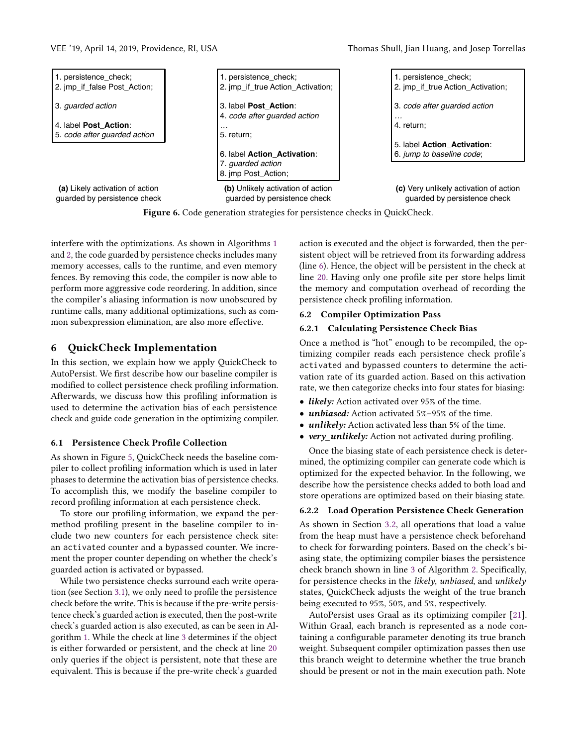```
1. persistence_check;
2. jmp_if_false Post_Action;

3. guarded action

4. label Post_Action:
5. code after guarded action
```

**(a)** Likely activation of action guarded by persistence check

```
1. persistence_check;
2. jmp_if_true Action_Activation;

3. label Post_Action:
4. code after guarded action
…
5. return;

6. label Action_Activation:
7. guarded action
8. jmp Post_Action;
```

**(b)** Unlikely activation of action guarded by persistence check

```
1. persistence_check;
2. jmp_if_true Action_Activation;

3. code after guarded action
…
4. return;

5. label Action_Activation:
6. jump to baseline code;
```

**(c)** Very unlikely activation of action guarded by persistence check

**Figure 6.** Code generation strategies for persistence checks in QuickCheck.

interfere with the optimizations. As shown in Algorithms 1 and 2, the code guarded by persistence checks includes many memory accesses, calls to the runtime, and even memory fences. By removing this code, the compiler is now able to perform more aggressive code reordering. In addition, since the compiler's aliasing information is now unobscured by runtime calls, many additional optimizations, such as common subexpression elimination, are also more effective.

# 6 QuickCheck Implementation

In this section, we explain how we apply QuickCheck to AutoPersist. We first describe how our baseline compiler is modified to collect persistence check profiling information. Afterwards, we discuss how this profiling information is used to determine the activation bias of each persistence check and guide code generation in the optimizing compiler.

## 6.1 Persistence Check Profile Collection

As shown in Figure 5, QuickCheck needs the baseline compiler to collect profiling information which is used in later phases to determine the activation bias of persistence checks. To accomplish this, we modify the baseline compiler to record profiling information at each persistence check.

To store our profiling information, we expand the per-method profiling present in the baseline compiler to include two new counters for each persistence check site: an `activated` counter and a `bypassed` counter. We increment the proper counter depending on whether the check's guarded action is activated or bypassed.

While two persistence checks surround each write operation (see Section 3.1), we only need to profile the persistence check before the write. This is because if the pre-write persistence check's guarded action is executed, then the post-write check's guarded action is also executed, as can be seen in Algorithm 1. While the check at line 3 determines if the object is either forwarded or persistent, and the check at line 20 only queries if the object is persistent, note that these are equivalent. This is because if the pre-write check's guarded action is executed and the object is forwarded, then the persistent object will be retrieved from its forwarding address (line 6). Hence, the object will be persistent in the check at line 20. Having only one profile site per store helps limit the memory and computation overhead of recording the persistence check profiling information.

## 6.2 Compiler Optimization Pass

### 6.2.1 Calculating Persistence Check Bias

Once a method is "hot" enough to be recompiled, the optimizing compiler reads each persistence check profile's `activated` and `bypassed` counters to determine the activation rate of its guarded action. Based on this activation rate, we then categorize checks into four states for biasing:

- ***likely:*** Action activated over 95% of the time.
- ***unbiased:*** Action activated 5%–95% of the time.
- ***unlikely:*** Action activated less than 5% of the time.
- ***very_unlikely:*** Action not activated during profiling.

Once the biasing state of each persistence check is determined, the optimizing compiler can generate code which is optimized for the expected behavior. In the following, we describe how the persistence checks added to both load and store operations are optimized based on their biasing state.

### 6.2.2 Load Operation Persistence Check Generation

As shown in Section 3.2, all operations that load a value from the heap must have a persistence check beforehand to check for forwarding pointers. Based on the check's biasing state, the optimizing compiler biases the persistence check branch shown in line 3 of Algorithm 2. Specifically, for persistence checks in the *likely*, *unbiased*, and *unlikely* states, QuickCheck adjusts the weight of the true branch being executed to 95%, 50%, and 5%, respectively.

AutoPersist uses Graal as its optimizing compiler [21]. Within Graal, each branch is represented as a node containing a configurable parameter denoting its true branch weight. Subsequent compiler optimization passes then use this branch weight to determine whether the true branch should be present or not in the main execution path. Note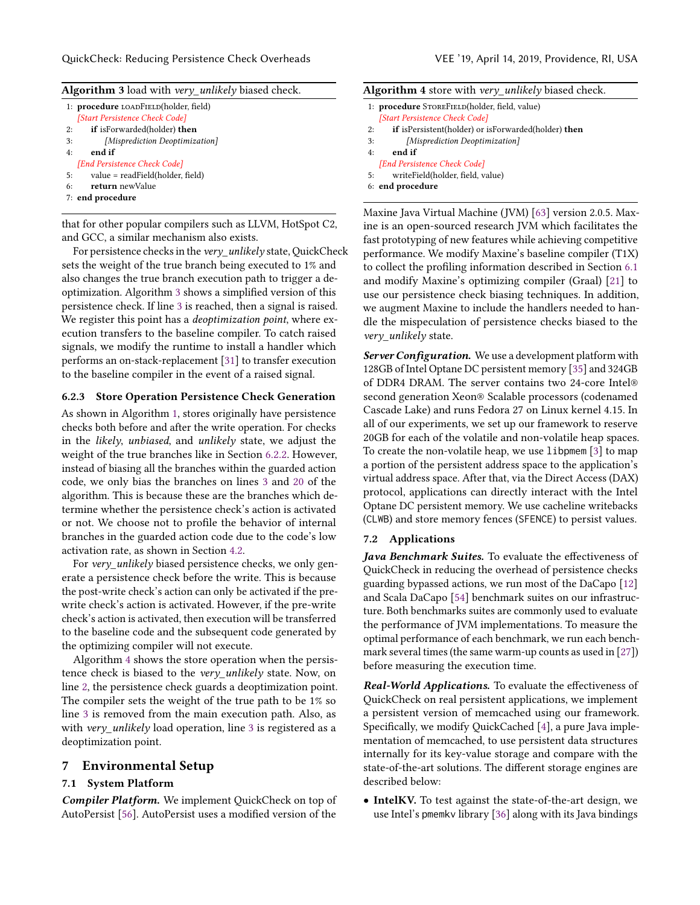**Algorithm 3** load with *very_unlikely* biased check.

```
1: procedure loadField(holder, field)
   [Start Persistence Check Code]
2:     if isForwarded(holder) then
3:         [Misprediction Deoptimization]
4:     end if
   [End Persistence Check Code]
5:     value = readField(holder, field)
6:     return newValue
7: end procedure
```

that for other popular compilers such as LLVM, HotSpot C2, and GCC, a similar mechanism also exists.

For persistence checks in the *very_unlikely* state, QuickCheck sets the weight of the true branch being executed to 1% and also changes the true branch execution path to trigger a deoptimization. Algorithm 3 shows a simplified version of this persistence check. If line 3 is reached, then a signal is raised. We register this point has a *deoptimization point*, where execution transfers to the baseline compiler. To catch raised signals, we modify the runtime to install a handler which performs an on-stack-replacement [31] to transfer execution to the baseline compiler in the event of a raised signal.

#### 6.2.3 Store Operation Persistence Check Generation

As shown in Algorithm 1, stores originally have persistence checks both before and after the write operation. For checks in the *likely*, *unbiased*, and *unlikely* state, we adjust the weight of the true branches like in Section 6.2.2. However, instead of biasing all the branches within the guarded action code, we only bias the branches on lines 3 and 20 of the algorithm. This is because these are the branches which determine whether the persistence check's action is activated or not. We choose not to profile the behavior of internal branches in the guarded action code due to the code's low activation rate, as shown in Section 4.2.

For *very_unlikely* biased persistence checks, we only generate a persistence check before the write. This is because the post-write check's action can only be activated if the pre-write check's action is activated. However, if the pre-write check's action is activated, then execution will be transferred to the baseline code and the subsequent code generated by the optimizing compiler will not execute.

Algorithm 4 shows the store operation when the persistence check is biased to the *very_unlikely* state. Now, on line 2, the persistence check guards a deoptimization point. The compiler sets the weight of the true path to be 1% so line 3 is removed from the main execution path. Also, as with *very_unlikely* load operation, line 3 is registered as a deoptimization point.

## 7 Environmental Setup

### 7.1 System Platform

***Compiler Platform.*** We implement QuickCheck on top of AutoPersist [56]. AutoPersist uses a modified version of the Maxine Java Virtual Machine (JVM) [63] version 2.0.5. Maxine is an open-sourced research JVM which facilitates the fast prototyping of new features while achieving competitive performance. We modify Maxine's baseline compiler (T1X) to collect the profiling information described in Section 6.1 and modify Maxine's optimizing compiler (Graal) [21] to use our persistence check biasing techniques. In addition, we augment Maxine to include the handlers needed to handle the mispeculation of persistence checks biased to the *very_unlikely* state.

**Algorithm 4** store with *very_unlikely* biased check.

```
1: procedure StoreField(holder, field, value)
   [Start Persistence Check Code]
2:     if isPersistent(holder) or isForwarded(holder) then
3:         [Misprediction Deoptimization]
4:     end if
   [End Persistence Check Code]
5:     writeField(holder, field, value)
6: end procedure
```

***Server Configuration.*** We use a development platform with 128GB of Intel Optane DC persistent memory [35] and 324GB of DDR4 DRAM. The server contains two 24-core Intel® second generation Xeon® Scalable processors (codenamed Cascade Lake) and runs Fedora 27 on Linux kernel 4.15. In all of our experiments, we set up our framework to reserve 20GB for each of the volatile and non-volatile heap spaces. To create the non-volatile heap, we use `libpmem` [3] to map a portion of the persistent address space to the application's virtual address space. After that, via the Direct Access (DAX) protocol, applications can directly interact with the Intel Optane DC persistent memory. We use cacheline writebacks (`CLWB`) and store memory fences (`SFENCE`) to persist values.

### 7.2 Applications

***Java Benchmark Suites.*** To evaluate the effectiveness of QuickCheck in reducing the overhead of persistence checks guarding bypassed actions, we run most of the DaCapo [12] and Scala DaCapo [54] benchmark suites on our infrastructure. Both benchmarks suites are commonly used to evaluate the performance of JVM implementations. To measure the optimal performance of each benchmark, we run each benchmark several times (the same warm-up counts as used in [27]) before measuring the execution time.

***Real-World Applications.*** To evaluate the effectiveness of QuickCheck on real persistent applications, we implement a persistent version of memcached using our framework. Specifically, we modify QuickCached [4], a pure Java implementation of memcached, to use persistent data structures internally for its key-value storage and compare with the state-of-the-art solutions. The different storage engines are described below:

- **IntelKV.** To test against the state-of-the-art design, we use Intel's `pmemkv` library [36] along with its Java bindings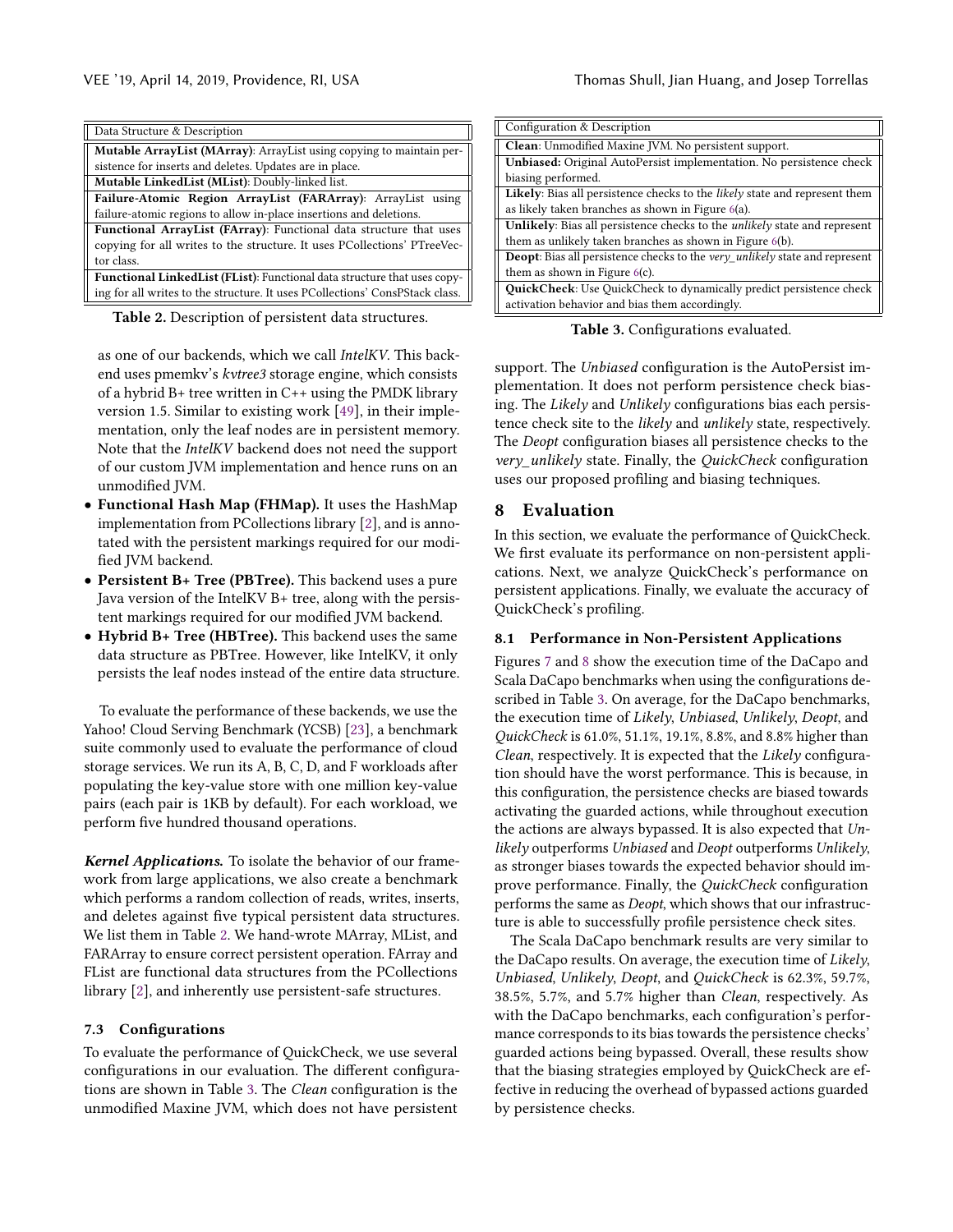| Data Structure & Description |
| --- |
| **Mutable ArrayList (MArray)**: ArrayList using copying to maintain persistence for inserts and deletes. Updates are in place. |
| **Mutable LinkedList (MList)**: Doubly-linked list. |
| **Failure-Atomic Region ArrayList (FARArray)**: ArrayList using failure-atomic regions to allow in-place insertions and deletions. |
| **Functional ArrayList (FArray)**: Functional data structure that uses copying for all writes to the structure. It uses PCollections' PTreeVector class. |
| **Functional LinkedList (FList)**: Functional data structure that uses copying for all writes to the structure. It uses PCollections' ConsPStack class. |

**Table 2.** Description of persistent data structures.

as one of our backends, which we call *IntelKV*. This backend uses pmemkv's *kvtree3* storage engine, which consists of a hybrid B+ tree written in C++ using the PMDK library version 1.5. Similar to existing work [49], in their implementation, only the leaf nodes are in persistent memory. Note that the *IntelKV* backend does not need the support of our custom JVM implementation and hence runs on an unmodified JVM.

- **Functional Hash Map (FHMap).** It uses the HashMap implementation from PCollections library [2], and is annotated with the persistent markings required for our modified JVM backend.
- **Persistent B+ Tree (PBTree).** This backend uses a pure Java version of the IntelKV B+ tree, along with the persistent markings required for our modified JVM backend.
- **Hybrid B+ Tree (HBTree).** This backend uses the same data structure as PBTree. However, like IntelKV, it only persists the leaf nodes instead of the entire data structure.

To evaluate the performance of these backends, we use the Yahoo! Cloud Serving Benchmark (YCSB) [23], a benchmark suite commonly used to evaluate the performance of cloud storage services. We run its A, B, C, D, and F workloads after populating the key-value store with one million key-value pairs (each pair is 1KB by default). For each workload, we perform five hundred thousand operations.

***Kernel Applications.*** To isolate the behavior of our framework from large applications, we also create a benchmark which performs a random collection of reads, writes, inserts, and deletes against five typical persistent data structures. We list them in Table 2. We hand-wrote MArray, MList, and FARArray to ensure correct persistent operation. FArray and FList are functional data structures from the PCollections library [2], and inherently use persistent-safe structures.

### 7.3 Configurations

To evaluate the performance of QuickCheck, we use several configurations in our evaluation. The different configurations are shown in Table 3. The *Clean* configuration is the unmodified Maxine JVM, which does not have persistent support. The *Unbiased* configuration is the AutoPersist implementation. It does not perform persistence check biasing. The *Likely* and *Unlikely* configurations bias each persistence check site to the *likely* and *unlikely* state, respectively. The *Deopt* configuration biases all persistence checks to the *very_unlikely* state. Finally, the *QuickCheck* configuration uses our proposed profiling and biasing techniques.

| Configuration & Description |
| --- |
| **Clean**: Unmodified Maxine JVM. No persistent support. |
| **Unbiased:** Original AutoPersist implementation. No persistence check biasing performed. |
| **Likely**: Bias all persistence checks to the *likely* state and represent them as likely taken branches as shown in Figure 6(a). |
| **Unlikely**: Bias all persistence checks to the *unlikely* state and represent them as unlikely taken branches as shown in Figure 6(b). |
| **Deopt**: Bias all persistence checks to the *very_unlikely* state and represent them as shown in Figure 6(c). |
| **QuickCheck**: Use QuickCheck to dynamically predict persistence check activation behavior and bias them accordingly. |

**Table 3.** Configurations evaluated.

## 8 Evaluation

In this section, we evaluate the performance of QuickCheck. We first evaluate its performance on non-persistent applications. Next, we analyze QuickCheck's performance on persistent applications. Finally, we evaluate the accuracy of QuickCheck's profiling.

### 8.1 Performance in Non-Persistent Applications

Figures 7 and 8 show the execution time of the DaCapo and Scala DaCapo benchmarks when using the configurations described in Table 3. On average, for the DaCapo benchmarks, the execution time of *Likely*, *Unbiased*, *Unlikely*, *Deopt*, and *QuickCheck* is 61.0%, 51.1%, 19.1%, 8.8%, and 8.8% higher than *Clean*, respectively. It is expected that the *Likely* configuration should have the worst performance. This is because, in this configuration, the persistence checks are biased towards activating the guarded actions, while throughout execution the actions are always bypassed. It is also expected that *Unlikely* outperforms *Unbiased* and *Deopt* outperforms *Unlikely*, as stronger biases towards the expected behavior should improve performance. Finally, the *QuickCheck* configuration performs the same as *Deopt*, which shows that our infrastructure is able to successfully profile persistence check sites.

The Scala DaCapo benchmark results are very similar to the DaCapo results. On average, the execution time of *Likely*, *Unbiased*, *Unlikely*, *Deopt*, and *QuickCheck* is 62.3%, 59.7%, 38.5%, 5.7%, and 5.7% higher than *Clean*, respectively. As with the DaCapo benchmarks, each configuration's performance corresponds to its bias towards the persistence checks' guarded actions being bypassed. Overall, these results show that the biasing strategies employed by QuickCheck are effective in reducing the overhead of bypassed actions guarded by persistence checks.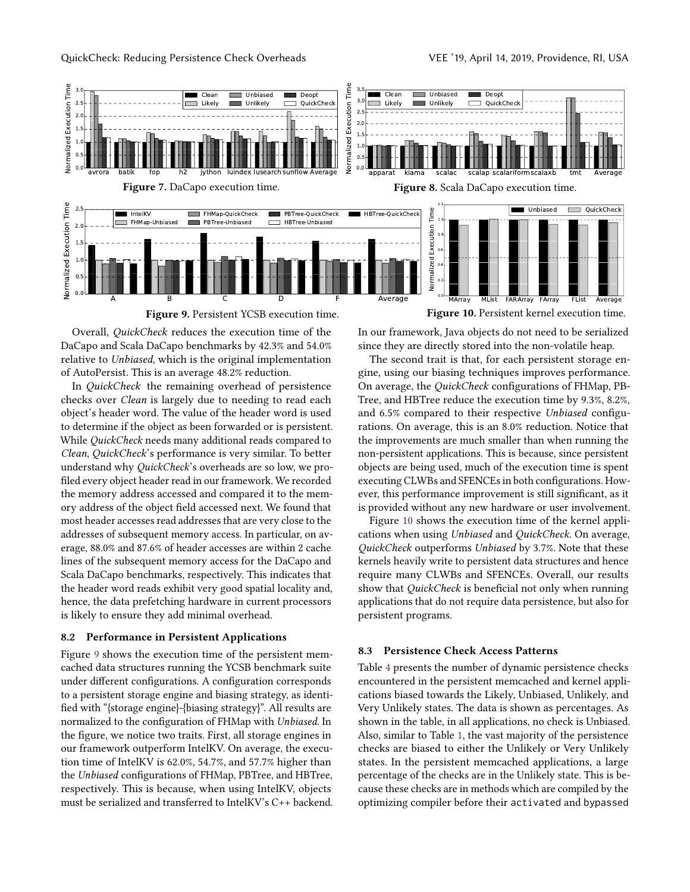Figure 7. DaCapo execution time.

Figure 8. Scala DaCapo execution time.

Figure 9. Persistent YCSB execution time.

Figure 10. Persistent kernel execution time.

Overall, *QuickCheck* reduces the execution time of the DaCapo and Scala DaCapo benchmarks by 42.3% and 54.0% relative to *Unbiased*, which is the original implementation of AutoPersist. This is an average 48.2% reduction.

In *QuickCheck* the remaining overhead of persistence checks over *Clean* is largely due to needing to read each object's header word. The value of the header word is used to determine if the object as been forwarded or is persistent. While *QuickCheck* needs many additional reads compared to *Clean*, *QuickCheck*'s performance is very similar. To better understand why *QuickCheck*'s overheads are so low, we profiled every object header read in our framework. We recorded the memory address accessed and compared it to the memory address of the object field accessed next. We found that most header accesses read addresses that are very close to the addresses of subsequent memory access. In particular, on average, 88.0% and 87.6% of header accesses are within 2 cache lines of the subsequent memory access for the DaCapo and Scala DaCapo benchmarks, respectively. This indicates that the header word reads exhibit very good spatial locality and, hence, the data prefetching hardware in current processors is likely to ensure they add minimal overhead.

### 8.2 Performance in Persistent Applications

Figure 9 shows the execution time of the persistent memcached data structures running the YCSB benchmark suite under different configurations. A configuration corresponds to a persistent storage engine and biasing strategy, as identified with "{storage engine}-{biasing strategy}". All results are normalized to the configuration of FHMap with *Unbiased*. In the figure, we notice two traits. First, all storage engines in our framework outperform IntelKV. On average, the execution time of IntelKV is 62.0%, 54.7%, and 57.7% higher than the *Unbiased* configurations of FHMap, PBTree, and HBTree, respectively. This is because, when using IntelKV, objects must be serialized and transferred to IntelKV's C++ backend. In our framework, Java objects do not need to be serialized since they are directly stored into the non-volatile heap.

The second trait is that, for each persistent storage engine, using our biasing techniques improves performance. On average, the *QuickCheck* configurations of FHMap, PBTree, and HBTree reduce the execution time by 9.3%, 8.2%, and 6.5% compared to their respective *Unbiased* configurations. On average, this is an 8.0% reduction. Notice that the improvements are much smaller than when running the non-persistent applications. This is because, since persistent objects are being used, much of the execution time is spent executing CLWBs and SFENCEs in both configurations. However, this performance improvement is still significant, as it is provided without any new hardware or user involvement.

Figure 10 shows the execution time of the kernel applications when using *Unbiased* and *QuickCheck*. On average, *QuickCheck* outperforms *Unbiased* by 3.7%. Note that these kernels heavily write to persistent data structures and hence require many CLWBs and SFENCEs. Overall, our results show that *QuickCheck* is beneficial not only when running applications that do not require data persistence, but also for persistent programs.

### 8.3 Persistence Check Access Patterns

Table 4 presents the number of dynamic persistence checks encountered in the persistent memcached and kernel applications biased towards the Likely, Unbiased, Unlikely, and Very Unlikely states. The data is shown as percentages. As shown in the table, in all applications, no check is Unbiased. Also, similar to Table 1, the vast majority of the persistence checks are biased to either the Unlikely or Very Unlikely states. In the persistent memcached applications, a large percentage of the checks are in the Unlikely state. This is because these checks are in methods which are compiled by the optimizing compiler before their `activated` and `bypassed`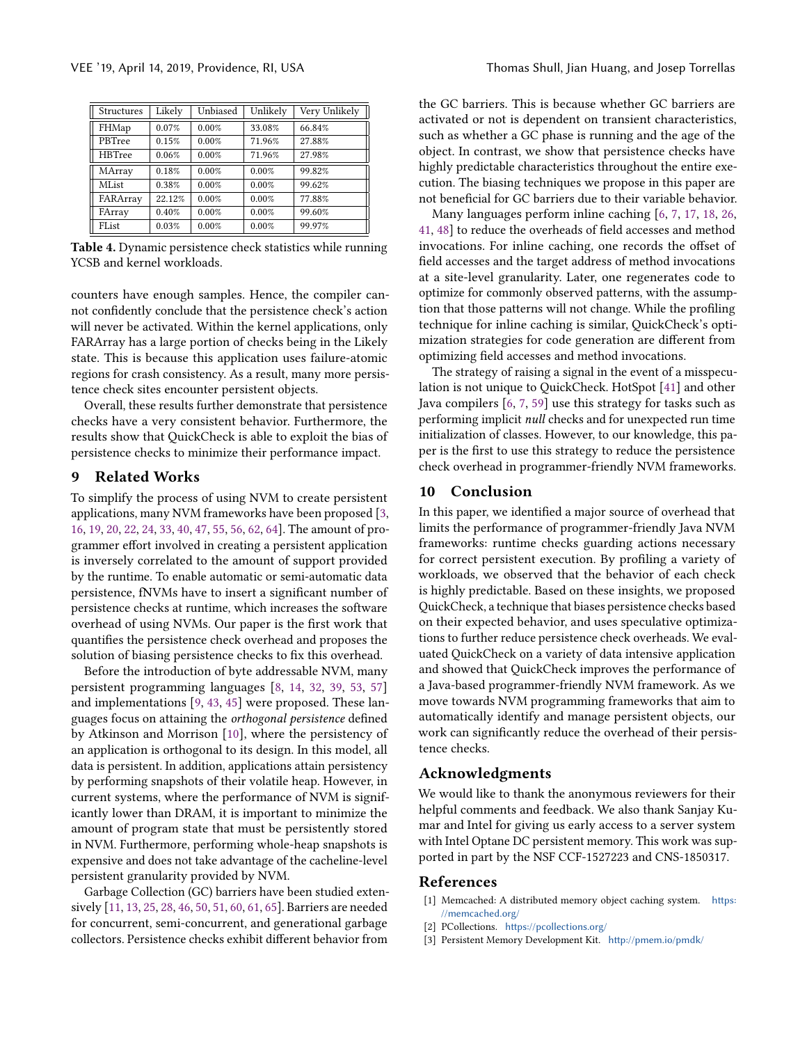| Structures | Likely | Unbiased | Unlikely | Very Unlikely |
|---|---|---|---|---|
| FHMap | 0.07% | 0.00% | 33.08% | 66.84% |
| PBTree | 0.15% | 0.00% | 71.96% | 27.88% |
| HBTree | 0.06% | 0.00% | 71.96% | 27.98% |
| MArray | 0.18% | 0.00% | 0.00% | 99.82% |
| MList | 0.38% | 0.00% | 0.00% | 99.62% |
| FARArray | 22.12% | 0.00% | 0.00% | 77.88% |
| FArray | 0.40% | 0.00% | 0.00% | 99.60% |
| FList | 0.03% | 0.00% | 0.00% | 99.97% |

**Table 4.** Dynamic persistence check statistics while running YCSB and kernel workloads.

counters have enough samples. Hence, the compiler cannot confidently conclude that the persistence check's action will never be activated. Within the kernel applications, only FARArray has a large portion of checks being in the Likely state. This is because this application uses failure-atomic regions for crash consistency. As a result, many more persistence check sites encounter persistent objects.

Overall, these results further demonstrate that persistence checks have a very consistent behavior. Furthermore, the results show that QuickCheck is able to exploit the bias of persistence checks to minimize their performance impact.

## 9 Related Works

To simplify the process of using NVM to create persistent applications, many NVM frameworks have been proposed [3, 16, 19, 20, 22, 24, 33, 40, 47, 55, 56, 62, 64]. The amount of programmer effort involved in creating a persistent application is inversely correlated to the amount of support provided by the runtime. To enable automatic or semi-automatic data persistence, fNVMs have to insert a significant number of persistence checks at runtime, which increases the software overhead of using NVMs. Our paper is the first work that quantifies the persistence check overhead and proposes the solution of biasing persistence checks to fix this overhead.

Before the introduction of byte addressable NVM, many persistent programming languages [8, 14, 32, 39, 53, 57] and implementations [9, 43, 45] were proposed. These languages focus on attaining the *orthogonal persistence* defined by Atkinson and Morrison [10], where the persistency of an application is orthogonal to its design. In this model, all data is persistent. In addition, applications attain persistency by performing snapshots of their volatile heap. However, in current systems, where the performance of NVM is significantly lower than DRAM, it is important to minimize the amount of program state that must be persistently stored in NVM. Furthermore, performing whole-heap snapshots is expensive and does not take advantage of the cacheline-level persistent granularity provided by NVM.

Garbage Collection (GC) barriers have been studied extensively [11, 13, 25, 28, 46, 50, 51, 60, 61, 65]. Barriers are needed for concurrent, semi-concurrent, and generational garbage collectors. Persistence checks exhibit different behavior from the GC barriers. This is because whether GC barriers are activated or not is dependent on transient characteristics, such as whether a GC phase is running and the age of the object. In contrast, we show that persistence checks have highly predictable characteristics throughout the entire execution. The biasing techniques we propose in this paper are not beneficial for GC barriers due to their variable behavior.

Many languages perform inline caching [6, 7, 17, 18, 26, 41, 48] to reduce the overheads of field accesses and method invocations. For inline caching, one records the offset of field accesses and the target address of method invocations at a site-level granularity. Later, one regenerates code to optimize for commonly observed patterns, with the assumption that those patterns will not change. While the profiling technique for inline caching is similar, QuickCheck's optimization strategies for code generation are different from optimizing field accesses and method invocations.

The strategy of raising a signal in the event of a misspeculation is not unique to QuickCheck. HotSpot [41] and other Java compilers [6, 7, 59] use this strategy for tasks such as performing implicit *null* checks and for unexpected run time initialization of classes. However, to our knowledge, this paper is the first to use this strategy to reduce the persistence check overhead in programmer-friendly NVM frameworks.

## 10 Conclusion

In this paper, we identified a major source of overhead that limits the performance of programmer-friendly Java NVM frameworks: runtime checks guarding actions necessary for correct persistent execution. By profiling a variety of workloads, we observed that the behavior of each check is highly predictable. Based on these insights, we proposed QuickCheck, a technique that biases persistence checks based on their expected behavior, and uses speculative optimizations to further reduce persistence check overheads. We evaluated QuickCheck on a variety of data intensive application and showed that QuickCheck improves the performance of a Java-based programmer-friendly NVM framework. As we move towards NVM programming frameworks that aim to automatically identify and manage persistent objects, our work can significantly reduce the overhead of their persistence checks.

## Acknowledgments

We would like to thank the anonymous reviewers for their helpful comments and feedback. We also thank Sanjay Kumar and Intel for giving us early access to a server system with Intel Optane DC persistent memory. This work was supported in part by the NSF CCF-1527223 and CNS-1850317.

## References

[1] Memcached: A distributed memory object caching system. https://memcached.org/

[2] PCollections. https://pcollections.org/

[3] Persistent Memory Development Kit. http://pmem.io/pmdk/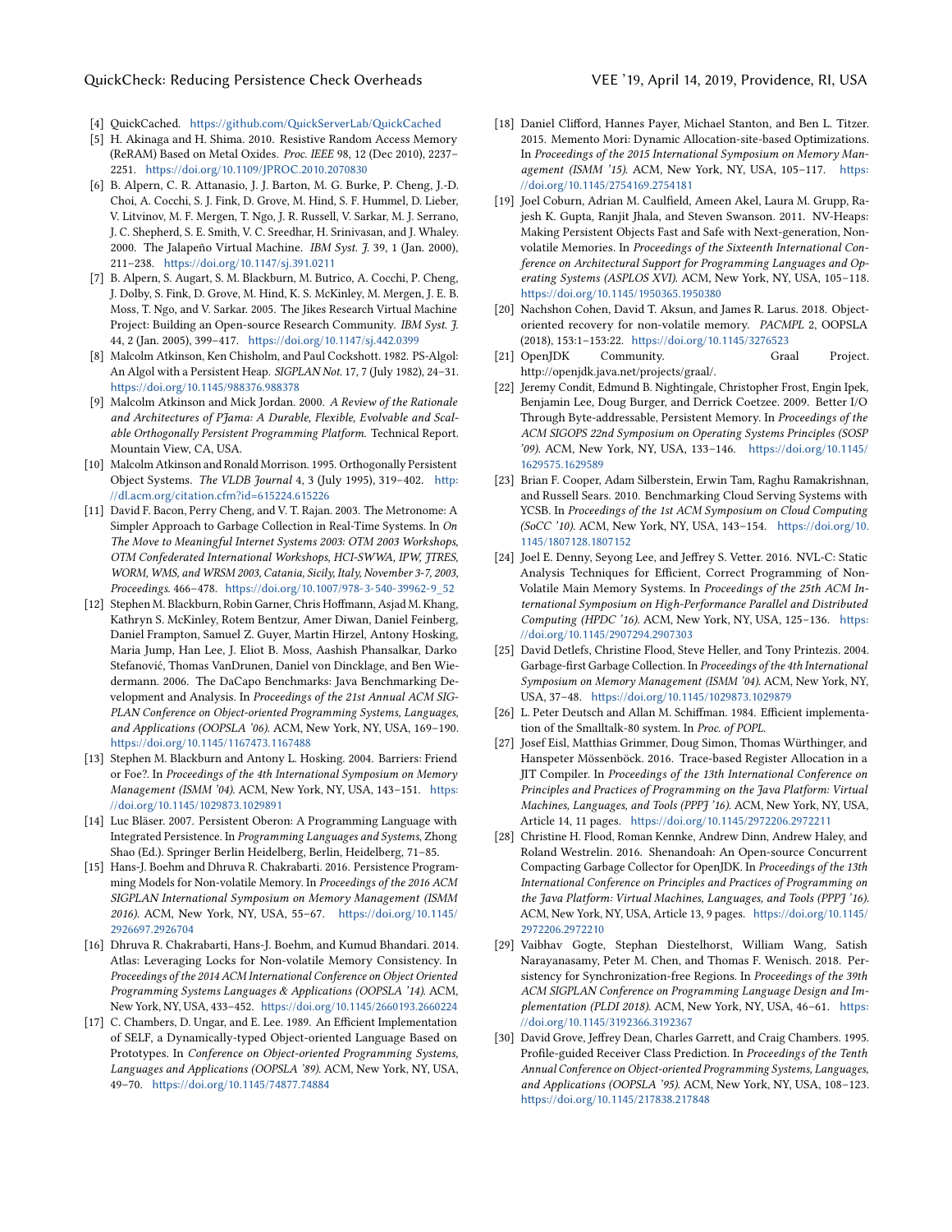[4] QuickCached. https://github.com/QuickServerLab/QuickCached

[5] H. Akinaga and H. Shima. 2010. Resistive Random Access Memory (ReRAM) Based on Metal Oxides. *Proc. IEEE* 98, 12 (Dec 2010), 2237–2251. https://doi.org/10.1109/JPROC.2010.2070830

[6] B. Alpern, C. R. Attanasio, J. J. Barton, M. G. Burke, P. Cheng, J.-D. Choi, A. Cocchi, S. J. Fink, D. Grove, M. Hind, S. F. Hummel, D. Lieber, V. Litvinov, M. F. Mergen, T. Ngo, J. R. Russell, V. Sarkar, M. J. Serrano, J. C. Shepherd, S. E. Smith, V. C. Sreedhar, H. Srinivasan, and J. Whaley. 2000. The Jalapeño Virtual Machine. *IBM Syst. J.* 39, 1 (Jan. 2000), 211–238. https://doi.org/10.1147/sj.391.0211

[7] B. Alpern, S. Augart, S. M. Blackburn, M. Butrico, A. Cocchi, P. Cheng, J. Dolby, S. Fink, D. Grove, M. Hind, K. S. McKinley, M. Mergen, J. E. B. Moss, T. Ngo, and V. Sarkar. 2005. The Jikes Research Virtual Machine Project: Building an Open-source Research Community. *IBM Syst. J.* 44, 2 (Jan. 2005), 399–417. https://doi.org/10.1147/sj.442.0399

[8] Malcolm Atkinson, Ken Chisholm, and Paul Cockshott. 1982. PS-Algol: An Algol with a Persistent Heap. *SIGPLAN Not.* 17, 7 (July 1982), 24–31. https://doi.org/10.1145/988376.988378

[9] Malcolm Atkinson and Mick Jordan. 2000. *A Review of the Rationale and Architectures of PJama: A Durable, Flexible, Evolvable and Scalable Orthogonally Persistent Programming Platform.* Technical Report. Mountain View, CA, USA.

[10] Malcolm Atkinson and Ronald Morrison. 1995. Orthogonally Persistent Object Systems. *The VLDB Journal* 4, 3 (July 1995), 319–402. http://dl.acm.org/citation.cfm?id=615224.615226

[11] David F. Bacon, Perry Cheng, and V. T. Rajan. 2003. The Metronome: A Simpler Approach to Garbage Collection in Real-Time Systems. In *On The Move to Meaningful Internet Systems 2003: OTM 2003 Workshops, OTM Confederated International Workshops, HCI-SWWA, IPW, JTRES, WORM, WMS, and WRSM 2003, Catania, Sicily, Italy, November 3-7, 2003, Proceedings.* 466–478. https://doi.org/10.1007/978-3-540-39962-9_52

[12] Stephen M. Blackburn, Robin Garner, Chris Hoffmann, Asjad M. Khang, Kathryn S. McKinley, Rotem Bentzur, Amer Diwan, Daniel Feinberg, Daniel Frampton, Samuel Z. Guyer, Martin Hirzel, Antony Hosking, Maria Jump, Han Lee, J. Eliot B. Moss, Aashish Phansalkar, Darko Stefanović, Thomas VanDrunen, Daniel von Dincklage, and Ben Wiedermann. 2006. The DaCapo Benchmarks: Java Benchmarking Development and Analysis. In *Proceedings of the 21st Annual ACM SIGPLAN Conference on Object-oriented Programming Systems, Languages, and Applications (OOPSLA '06).* ACM, New York, NY, USA, 169–190. https://doi.org/10.1145/1167473.1167488

[13] Stephen M. Blackburn and Antony L. Hosking. 2004. Barriers: Friend or Foe?. In *Proceedings of the 4th International Symposium on Memory Management (ISMM '04).* ACM, New York, NY, USA, 143–151. https://doi.org/10.1145/1029873.1029891

[14] Luc Bläser. 2007. Persistent Oberon: A Programming Language with Integrated Persistence. In *Programming Languages and Systems*, Zhong Shao (Ed.). Springer Berlin Heidelberg, Berlin, Heidelberg, 71–85.

[15] Hans-J. Boehm and Dhruva R. Chakrabarti. 2016. Persistence Programming Models for Non-volatile Memory. In *Proceedings of the 2016 ACM SIGPLAN International Symposium on Memory Management (ISMM 2016).* ACM, New York, NY, USA, 55–67. https://doi.org/10.1145/2926697.2926704

[16] Dhruva R. Chakrabarti, Hans-J. Boehm, and Kumud Bhandari. 2014. Atlas: Leveraging Locks for Non-volatile Memory Consistency. In *Proceedings of the 2014 ACM International Conference on Object Oriented Programming Systems Languages & Applications (OOPSLA '14).* ACM, New York, NY, USA, 433–452. https://doi.org/10.1145/2660193.2660224

[17] C. Chambers, D. Ungar, and E. Lee. 1989. An Efficient Implementation of SELF, a Dynamically-typed Object-oriented Language Based on Prototypes. In *Conference on Object-oriented Programming Systems, Languages and Applications (OOPSLA '89).* ACM, New York, NY, USA, 49–70. https://doi.org/10.1145/74877.74884

[18] Daniel Clifford, Hannes Payer, Michael Stanton, and Ben L. Titzer. 2015. Memento Mori: Dynamic Allocation-site-based Optimizations. In *Proceedings of the 2015 International Symposium on Memory Management (ISMM '15).* ACM, New York, NY, USA, 105–117. https://doi.org/10.1145/2754169.2754181

[19] Joel Coburn, Adrian M. Caulfield, Ameen Akel, Laura M. Grupp, Rajesh K. Gupta, Ranjit Jhala, and Steven Swanson. 2011. NV-Heaps: Making Persistent Objects Fast and Safe with Next-generation, Non-volatile Memories. In *Proceedings of the Sixteenth International Conference on Architectural Support for Programming Languages and Operating Systems (ASPLOS XVI).* ACM, New York, NY, USA, 105–118. https://doi.org/10.1145/1950365.1950380

[20] Nachshon Cohen, David T. Aksun, and James R. Larus. 2018. Object-oriented recovery for non-volatile memory. *PACMPL* 2, OOPSLA (2018), 153:1–153:22. https://doi.org/10.1145/3276523

[21] OpenJDK Community. Graal Project. http://openjdk.java.net/projects/graal/.

[22] Jeremy Condit, Edmund B. Nightingale, Christopher Frost, Engin Ipek, Benjamin Lee, Doug Burger, and Derrick Coetzee. 2009. Better I/O Through Byte-addressable, Persistent Memory. In *Proceedings of the ACM SIGOPS 22nd Symposium on Operating Systems Principles (SOSP '09).* ACM, New York, NY, USA, 133–146. https://doi.org/10.1145/1629575.1629589

[23] Brian F. Cooper, Adam Silberstein, Erwin Tam, Raghu Ramakrishnan, and Russell Sears. 2010. Benchmarking Cloud Serving Systems with YCSB. In *Proceedings of the 1st ACM Symposium on Cloud Computing (SoCC '10).* ACM, New York, NY, USA, 143–154. https://doi.org/10.1145/1807128.1807152

[24] Joel E. Denny, Seyong Lee, and Jeffrey S. Vetter. 2016. NVL-C: Static Analysis Techniques for Efficient, Correct Programming of Non-Volatile Main Memory Systems. In *Proceedings of the 25th ACM International Symposium on High-Performance Parallel and Distributed Computing (HPDC '16).* ACM, New York, NY, USA, 125–136. https://doi.org/10.1145/2907294.2907303

[25] David Detlefs, Christine Flood, Steve Heller, and Tony Printezis. 2004. Garbage-first Garbage Collection. In *Proceedings of the 4th International Symposium on Memory Management (ISMM '04).* ACM, New York, NY, USA, 37–48. https://doi.org/10.1145/1029873.1029879

[26] L. Peter Deutsch and Allan M. Schiffman. 1984. Efficient implementation of the Smalltalk-80 system. In *Proc. of POPL.*

[27] Josef Eisl, Matthias Grimmer, Doug Simon, Thomas Würthinger, and Hanspeter Mössenböck. 2016. Trace-based Register Allocation in a JIT Compiler. In *Proceedings of the 13th International Conference on Principles and Practices of Programming on the Java Platform: Virtual Machines, Languages, and Tools (PPPJ '16).* ACM, New York, NY, USA, Article 14, 11 pages. https://doi.org/10.1145/2972206.2972211

[28] Christine H. Flood, Roman Kennke, Andrew Dinn, Andrew Haley, and Roland Westrelin. 2016. Shenandoah: An Open-source Concurrent Compacting Garbage Collector for OpenJDK. In *Proceedings of the 13th International Conference on Principles and Practices of Programming on the Java Platform: Virtual Machines, Languages, and Tools (PPPJ '16).* ACM, New York, NY, USA, Article 13, 9 pages. https://doi.org/10.1145/2972206.2972210

[29] Vaibhav Gogte, Stephan Diestelhorst, William Wang, Satish Narayanasamy, Peter M. Chen, and Thomas F. Wenisch. 2018. Persistency for Synchronization-free Regions. In *Proceedings of the 39th ACM SIGPLAN Conference on Programming Language Design and Implementation (PLDI 2018).* ACM, New York, NY, USA, 46–61. https://doi.org/10.1145/3192366.3192367

[30] David Grove, Jeffrey Dean, Charles Garrett, and Craig Chambers. 1995. Profile-guided Receiver Class Prediction. In *Proceedings of the Tenth Annual Conference on Object-oriented Programming Systems, Languages, and Applications (OOPSLA '95).* ACM, New York, NY, USA, 108–123. https://doi.org/10.1145/217838.217848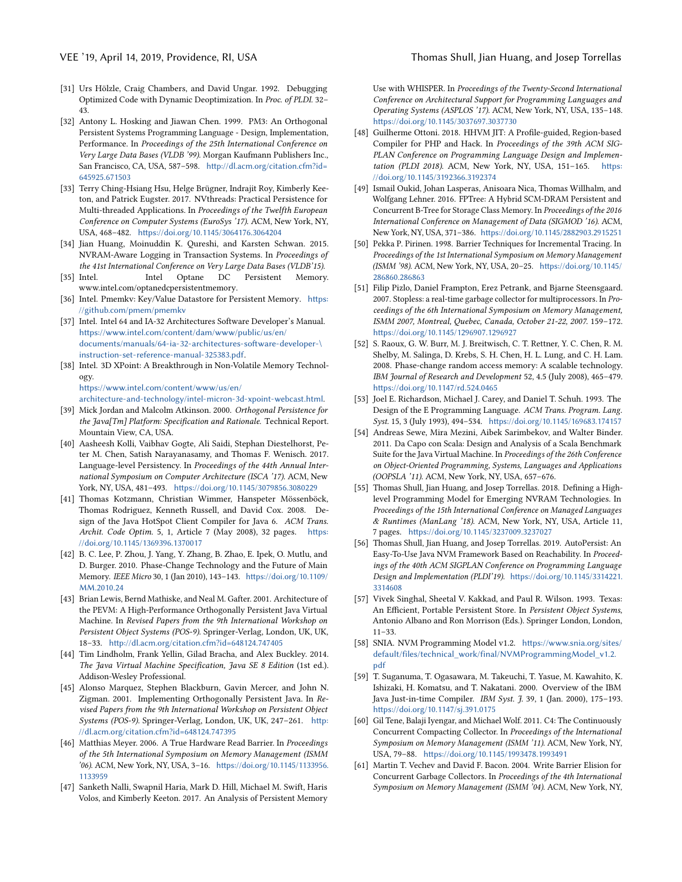[31] Urs Hölzle, Craig Chambers, and David Ungar. 1992. Debugging Optimized Code with Dynamic Deoptimization. In *Proc. of PLDI*. 32–43.

[32] Antony L. Hosking and Jiawan Chen. 1999. PM3: An Orthogonal Persistent Systems Programming Language - Design, Implementation, Performance. In *Proceedings of the 25th International Conference on Very Large Data Bases (VLDB '99)*. Morgan Kaufmann Publishers Inc., San Francisco, CA, USA, 587–598. http://dl.acm.org/citation.cfm?id=645925.671503

[33] Terry Ching-Hsiang Hsu, Helge Brügner, Indrajit Roy, Kimberly Keeton, and Patrick Eugster. 2017. NVthreads: Practical Persistence for Multi-threaded Applications. In *Proceedings of the Twelfth European Conference on Computer Systems (EuroSys '17)*. ACM, New York, NY, USA, 468–482. https://doi.org/10.1145/3064176.3064204

[34] Jian Huang, Moinuddin K. Qureshi, and Karsten Schwan. 2015. NVRAM-Aware Logging in Transaction Systems. In *Proceedings of the 41st International Conference on Very Large Data Bases (VLDB'15)*.

[35] Intel. Intel Optane DC Persistent Memory. www.intel.com/optanedcpersistentmemory.

[36] Intel. Pmemkv: Key/Value Datastore for Persistent Memory. https://github.com/pmem/pmemkv

[37] Intel. Intel 64 and IA-32 Architectures Software Developer's Manual. https://www.intel.com/content/dam/www/public/us/en/documents/manuals/64-ia-32-architectures-software-developer-\instruction-set-reference-manual-325383.pdf.

[38] Intel. 3D XPoint: A Breakthrough in Non-Volatile Memory Technology. https://www.intel.com/content/www/us/en/architecture-and-technology/intel-micron-3d-xpoint-webcast.html.

[39] Mick Jordan and Malcolm Atkinson. 2000. *Orthogonal Persistence for the Java[Tm] Platform: Specification and Rationale.* Technical Report. Mountain View, CA, USA.

[40] Aasheesh Kolli, Vaibhav Gogte, Ali Saidi, Stephan Diestelhorst, Peter M. Chen, Satish Narayanasamy, and Thomas F. Wenisch. 2017. Language-level Persistency. In *Proceedings of the 44th Annual International Symposium on Computer Architecture (ISCA '17)*. ACM, New York, NY, USA, 481–493. https://doi.org/10.1145/3079856.3080229

[41] Thomas Kotzmann, Christian Wimmer, Hanspeter Mössenböck, Thomas Rodriguez, Kenneth Russell, and David Cox. 2008. Design of the Java HotSpot Client Compiler for Java 6. *ACM Trans. Archit. Code Optim.* 5, 1, Article 7 (May 2008), 32 pages. https://doi.org/10.1145/1369396.1370017

[42] B. C. Lee, P. Zhou, J. Yang, Y. Zhang, B. Zhao, E. Ipek, O. Mutlu, and D. Burger. 2010. Phase-Change Technology and the Future of Main Memory. *IEEE Micro* 30, 1 (Jan 2010), 143–143. https://doi.org/10.1109/MM.2010.24

[43] Brian Lewis, Bernd Mathiske, and Neal M. Gafter. 2001. Architecture of the PEVM: A High-Performance Orthogonally Persistent Java Virtual Machine. In *Revised Papers from the 9th International Workshop on Persistent Object Systems (POS-9)*. Springer-Verlag, London, UK, UK, 18–33. http://dl.acm.org/citation.cfm?id=648124.747405

[44] Tim Lindholm, Frank Yellin, Gilad Bracha, and Alex Buckley. 2014. *The Java Virtual Machine Specification, Java SE 8 Edition* (1st ed.). Addison-Wesley Professional.

[45] Alonso Marquez, Stephen Blackburn, Gavin Mercer, and John N. Zigman. 2001. Implementing Orthogonally Persistent Java. In *Revised Papers from the 9th International Workshop on Persistent Object Systems (POS-9)*. Springer-Verlag, London, UK, UK, 247–261. http://dl.acm.org/citation.cfm?id=648124.747395

[46] Matthias Meyer. 2006. A True Hardware Read Barrier. In *Proceedings of the 5th International Symposium on Memory Management (ISMM '06)*. ACM, New York, NY, USA, 3–16. https://doi.org/10.1145/1133956.1133959

[47] Sanketh Nalli, Swapnil Haria, Mark D. Hill, Michael M. Swift, Haris Volos, and Kimberly Keeton. 2017. An Analysis of Persistent Memory Use with WHISPER. In *Proceedings of the Twenty-Second International Conference on Architectural Support for Programming Languages and Operating Systems (ASPLOS '17)*. ACM, New York, NY, USA, 135–148. https://doi.org/10.1145/3037697.3037730

[48] Guilherme Ottoni. 2018. HHVM JIT: A Profile-guided, Region-based Compiler for PHP and Hack. In *Proceedings of the 39th ACM SIGPLAN Conference on Programming Language Design and Implementation (PLDI 2018)*. ACM, New York, NY, USA, 151–165. https://doi.org/10.1145/3192366.3192374

[49] Ismail Oukid, Johan Lasperas, Anisoara Nica, Thomas Willhalm, and Wolfgang Lehner. 2016. FPTree: A Hybrid SCM-DRAM Persistent and Concurrent B-Tree for Storage Class Memory. In *Proceedings of the 2016 International Conference on Management of Data (SIGMOD '16)*. ACM, New York, NY, USA, 371–386. https://doi.org/10.1145/2882903.2915251

[50] Pekka P. Pirinen. 1998. Barrier Techniques for Incremental Tracing. In *Proceedings of the 1st International Symposium on Memory Management (ISMM '98)*. ACM, New York, NY, USA, 20–25. https://doi.org/10.1145/286860.286863

[51] Filip Pizlo, Daniel Frampton, Erez Petrank, and Bjarne Steensgaard. 2007. Stopless: a real-time garbage collector for multiprocessors. In *Proceedings of the 6th International Symposium on Memory Management, ISMM 2007, Montreal, Quebec, Canada, October 21-22, 2007*. 159–172. https://doi.org/10.1145/1296907.1296927

[52] S. Raoux, G. W. Burr, M. J. Breitwisch, C. T. Rettner, Y. C. Chen, R. M. Shelby, M. Salinga, D. Krebs, S. H. Chen, H. L. Lung, and C. H. Lam. 2008. Phase-change random access memory: A scalable technology. *IBM Journal of Research and Development* 52, 4.5 (July 2008), 465–479. https://doi.org/10.1147/rd.524.0465

[53] Joel E. Richardson, Michael J. Carey, and Daniel T. Schuh. 1993. The Design of the E Programming Language. *ACM Trans. Program. Lang. Syst.* 15, 3 (July 1993), 494–534. https://doi.org/10.1145/169683.174157

[54] Andreas Sewe, Mira Mezini, Aibek Sarimbekov, and Walter Binder. 2011. Da Capo con Scala: Design and Analysis of a Scala Benchmark Suite for the Java Virtual Machine. In *Proceedings of the 26th Conference on Object-Oriented Programming, Systems, Languages and Applications (OOPSLA '11)*. ACM, New York, NY, USA, 657–676.

[55] Thomas Shull, Jian Huang, and Josep Torrellas. 2018. Defining a High-level Programming Model for Emerging NVRAM Technologies. In *Proceedings of the 15th International Conference on Managed Languages & Runtimes (ManLang '18)*. ACM, New York, NY, USA, Article 11, 7 pages. https://doi.org/10.1145/3237009.3237027

[56] Thomas Shull, Jian Huang, and Josep Torrellas. 2019. AutoPersist: An Easy-To-Use Java NVM Framework Based on Reachability. In *Proceedings of the 40th ACM SIGPLAN Conference on Programming Language Design and Implementation (PLDI'19)*. https://doi.org/10.1145/3314221.3314608

[57] Vivek Singhal, Sheetal V. Kakkad, and Paul R. Wilson. 1993. Texas: An Efficient, Portable Persistent Store. In *Persistent Object Systems*, Antonio Albano and Ron Morrison (Eds.). Springer London, London, 11–33.

[58] SNIA. NVM Programming Model v1.2. https://www.snia.org/sites/default/files/technical_work/final/NVMProgrammingModel_v1.2.pdf

[59] T. Suganuma, T. Ogasawara, M. Takeuchi, T. Yasue, M. Kawahito, K. Ishizaki, H. Komatsu, and T. Nakatani. 2000. Overview of the IBM Java Just-in-time Compiler. *IBM Syst. J.* 39, 1 (Jan. 2000), 175–193. https://doi.org/10.1147/sj.391.0175

[60] Gil Tene, Balaji Iyengar, and Michael Wolf. 2011. C4: The Continuously Concurrent Compacting Collector. In *Proceedings of the International Symposium on Memory Management (ISMM '11)*. ACM, New York, NY, USA, 79–88. https://doi.org/10.1145/1993478.1993491

[61] Martin T. Vechev and David F. Bacon. 2004. Write Barrier Elision for Concurrent Garbage Collectors. In *Proceedings of the 4th International Symposium on Memory Management (ISMM '04)*. ACM, New York, NY,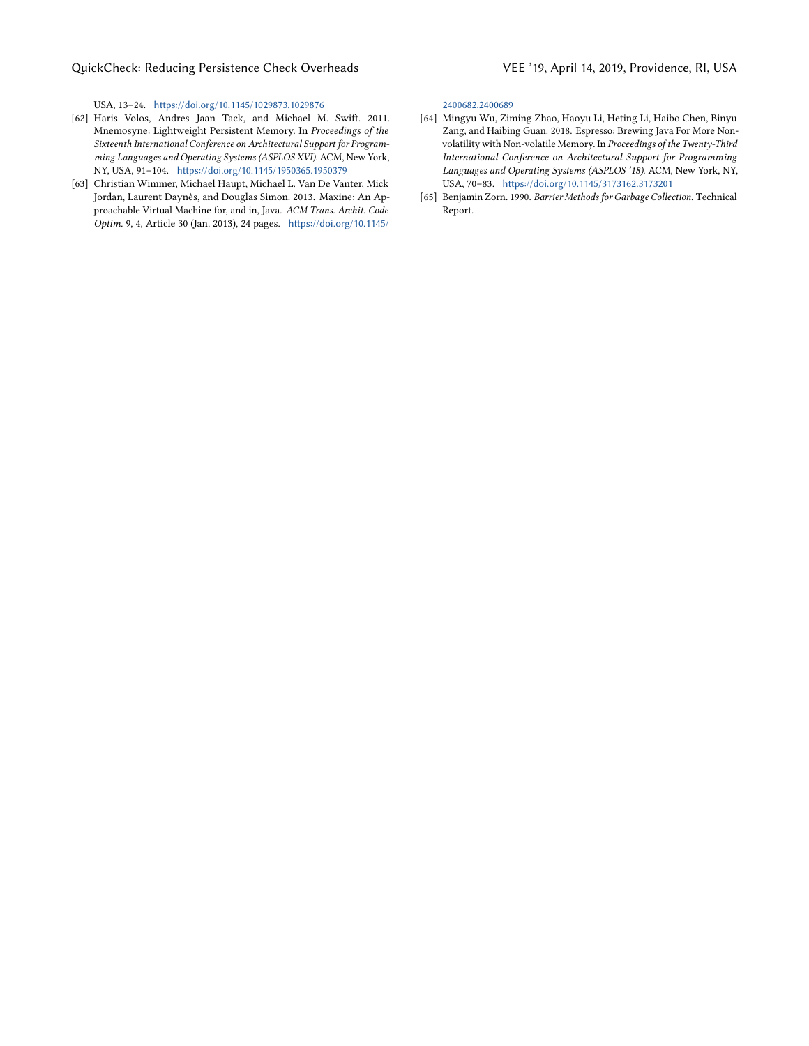USA, 13–24. https://doi.org/10.1145/1029873.1029876

[62] Haris Volos, Andres Jaan Tack, and Michael M. Swift. 2011. Mnemosyne: Lightweight Persistent Memory. In *Proceedings of the Sixteenth International Conference on Architectural Support for Programming Languages and Operating Systems (ASPLOS XVI)*. ACM, New York, NY, USA, 91–104. https://doi.org/10.1145/1950365.1950379

[63] Christian Wimmer, Michael Haupt, Michael L. Van De Vanter, Mick Jordan, Laurent Daynès, and Douglas Simon. 2013. Maxine: An Approachable Virtual Machine for, and in, Java. *ACM Trans. Archit. Code Optim.* 9, 4, Article 30 (Jan. 2013), 24 pages. https://doi.org/10.1145/2400682.2400689

[64] Mingyu Wu, Ziming Zhao, Haoyu Li, Heting Li, Haibo Chen, Binyu Zang, and Haibing Guan. 2018. Espresso: Brewing Java For More Non-volatility with Non-volatile Memory. In *Proceedings of the Twenty-Third International Conference on Architectural Support for Programming Languages and Operating Systems (ASPLOS '18)*. ACM, New York, NY, USA, 70–83. https://doi.org/10.1145/3173162.3173201

[65] Benjamin Zorn. 1990. *Barrier Methods for Garbage Collection*. Technical Report.